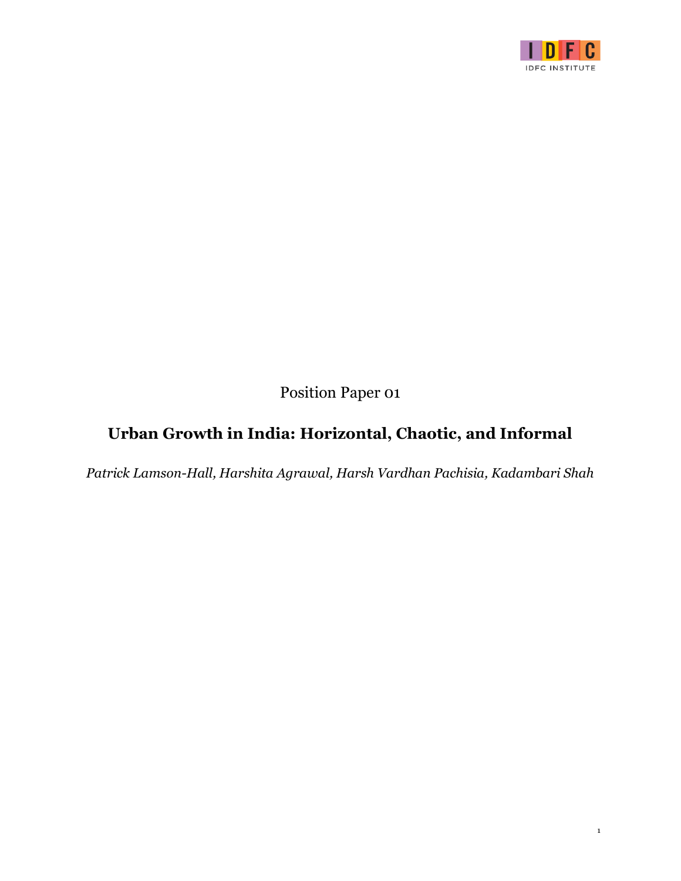IDFC INSTITUTE

Position Paper 01

# Urban Growth in India: Horizontal, Chaotic, and Informal

*Patrick Lamson-Hall, Harshita Agrawal, Harsh Vardhan Pachisia, Kadambari Shah*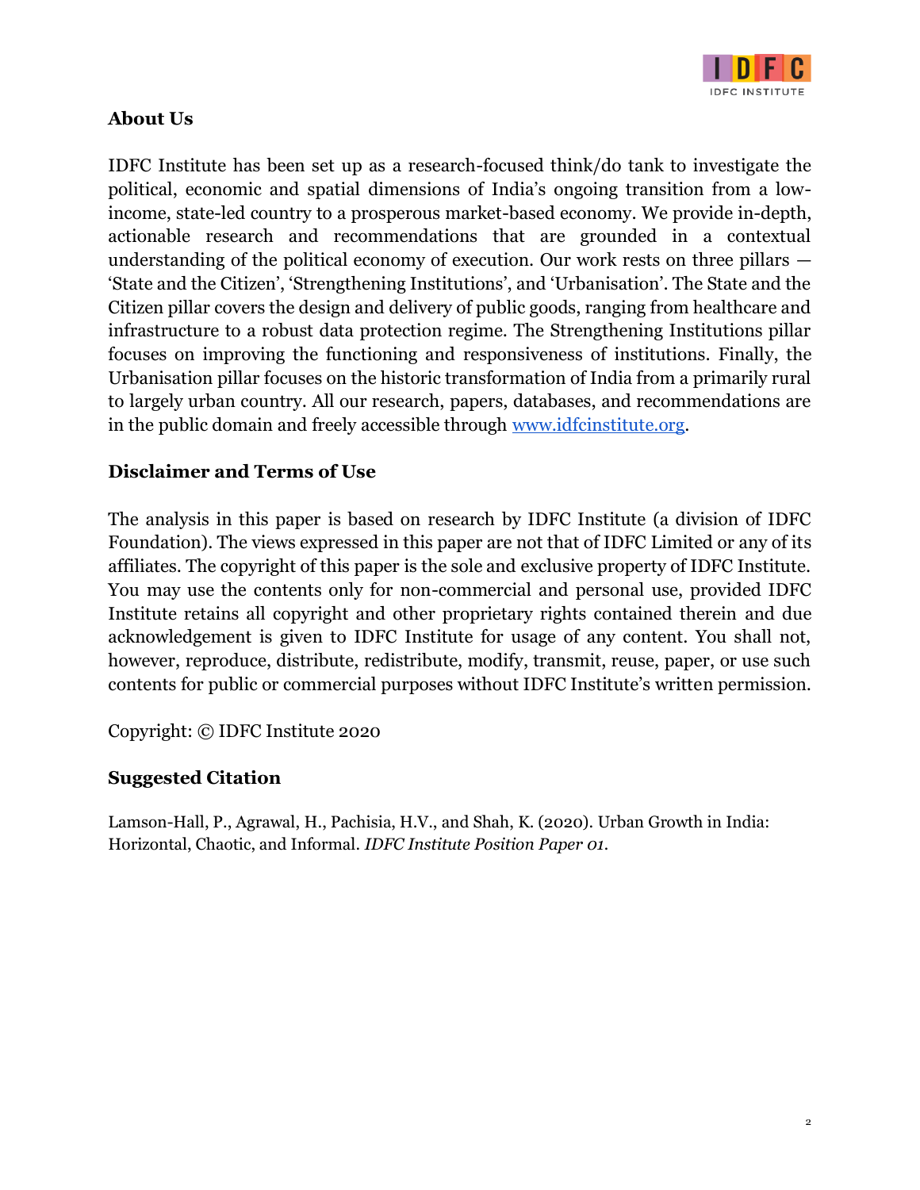## About Us

IDFC Institute has been set up as a research-focused think/do tank to investigate the political, economic and spatial dimensions of India's ongoing transition from a low-income, state-led country to a prosperous market-based economy. We provide in-depth, actionable research and recommendations that are grounded in a contextual understanding of the political economy of execution. Our work rests on three pillars — 'State and the Citizen', 'Strengthening Institutions', and 'Urbanisation'. The State and the Citizen pillar covers the design and delivery of public goods, ranging from healthcare and infrastructure to a robust data protection regime. The Strengthening Institutions pillar focuses on improving the functioning and responsiveness of institutions. Finally, the Urbanisation pillar focuses on the historic transformation of India from a primarily rural to largely urban country. All our research, papers, databases, and recommendations are in the public domain and freely accessible through [www.idfcinstitute.org](http://www.idfcinstitute.org).

## Disclaimer and Terms of Use

The analysis in this paper is based on research by IDFC Institute (a division of IDFC Foundation). The views expressed in this paper are not that of IDFC Limited or any of its affiliates. The copyright of this paper is the sole and exclusive property of IDFC Institute. You may use the contents only for non-commercial and personal use, provided IDFC Institute retains all copyright and other proprietary rights contained therein and due acknowledgement is given to IDFC Institute for usage of any content. You shall not, however, reproduce, distribute, redistribute, modify, transmit, reuse, paper, or use such contents for public or commercial purposes without IDFC Institute's written permission.

Copyright: © IDFC Institute 2020

## Suggested Citation

Lamson-Hall, P., Agrawal, H., Pachisia, H.V., and Shah, K. (2020). Urban Growth in India: Horizontal, Chaotic, and Informal. *IDFC Institute Position Paper 01*.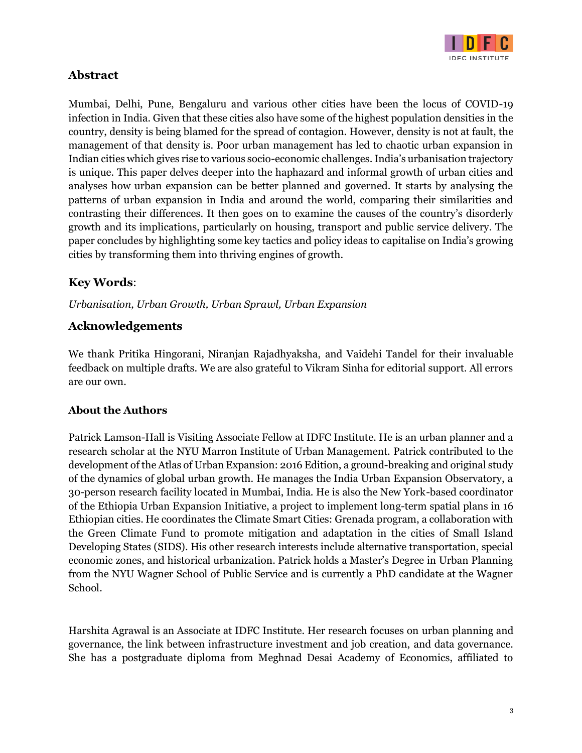## Abstract

Mumbai, Delhi, Pune, Bengaluru and various other cities have been the locus of COVID-19 infection in India. Given that these cities also have some of the highest population densities in the country, density is being blamed for the spread of contagion. However, density is not at fault, the management of that density is. Poor urban management has led to chaotic urban expansion in Indian cities which gives rise to various socio-economic challenges. India's urbanisation trajectory is unique. This paper delves deeper into the haphazard and informal growth of urban cities and analyses how urban expansion can be better planned and governed. It starts by analysing the patterns of urban expansion in India and around the world, comparing their similarities and contrasting their differences. It then goes on to examine the causes of the country's disorderly growth and its implications, particularly on housing, transport and public service delivery. The paper concludes by highlighting some key tactics and policy ideas to capitalise on India's growing cities by transforming them into thriving engines of growth.

## Key Words:

*Urbanisation, Urban Growth, Urban Sprawl, Urban Expansion*

## Acknowledgements

We thank Pritika Hingorani, Niranjan Rajadhyaksha, and Vaidehi Tandel for their invaluable feedback on multiple drafts. We are also grateful to Vikram Sinha for editorial support. All errors are our own.

### About the Authors

Patrick Lamson-Hall is Visiting Associate Fellow at IDFC Institute. He is an urban planner and a research scholar at the NYU Marron Institute of Urban Management. Patrick contributed to the development of the Atlas of Urban Expansion: 2016 Edition, a ground-breaking and original study of the dynamics of global urban growth. He manages the India Urban Expansion Observatory, a 30-person research facility located in Mumbai, India. He is also the New York-based coordinator of the Ethiopia Urban Expansion Initiative, a project to implement long-term spatial plans in 16 Ethiopian cities. He coordinates the Climate Smart Cities: Grenada program, a collaboration with the Green Climate Fund to promote mitigation and adaptation in the cities of Small Island Developing States (SIDS). His other research interests include alternative transportation, special economic zones, and historical urbanization. Patrick holds a Master's Degree in Urban Planning from the NYU Wagner School of Public Service and is currently a PhD candidate at the Wagner School.

Harshita Agrawal is an Associate at IDFC Institute. Her research focuses on urban planning and governance, the link between infrastructure investment and job creation, and data governance. She has a postgraduate diploma from Meghnad Desai Academy of Economics, affiliated to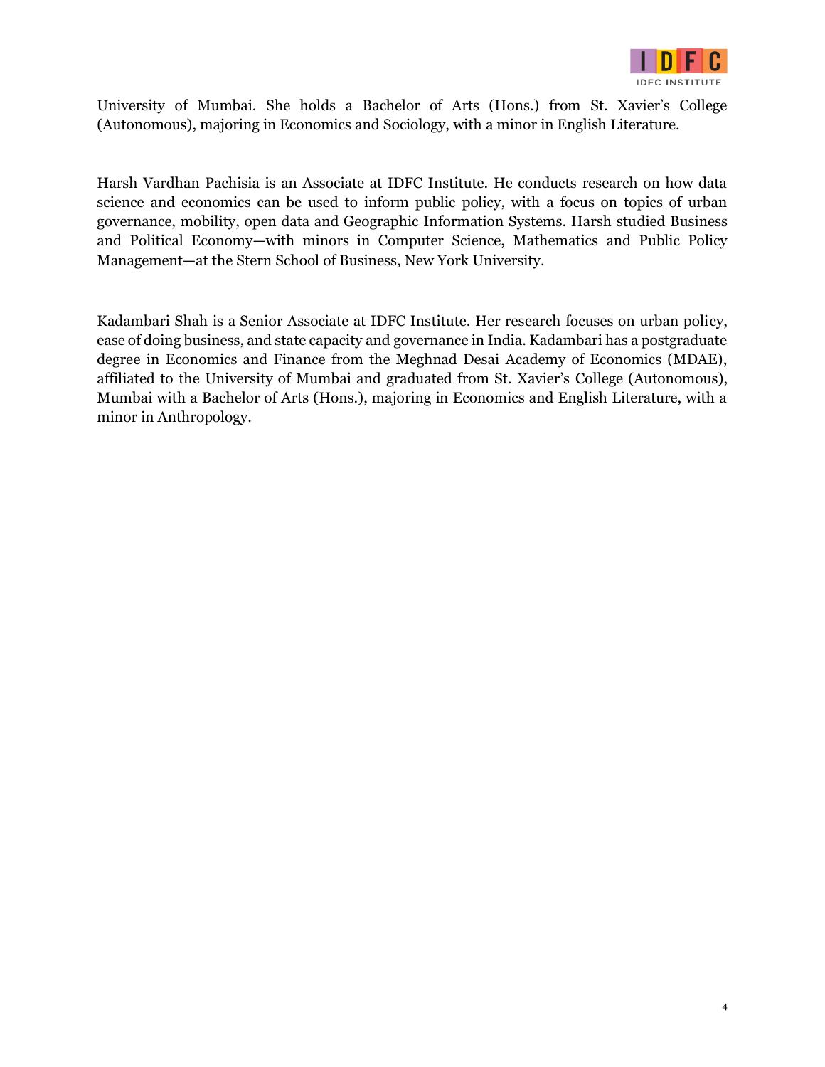University of Mumbai. She holds a Bachelor of Arts (Hons.) from St. Xavier's College (Autonomous), majoring in Economics and Sociology, with a minor in English Literature.

Harsh Vardhan Pachisia is an Associate at IDFC Institute. He conducts research on how data science and economics can be used to inform public policy, with a focus on topics of urban governance, mobility, open data and Geographic Information Systems. Harsh studied Business and Political Economy—with minors in Computer Science, Mathematics and Public Policy Management—at the Stern School of Business, New York University.

Kadambari Shah is a Senior Associate at IDFC Institute. Her research focuses on urban policy, ease of doing business, and state capacity and governance in India. Kadambari has a postgraduate degree in Economics and Finance from the Meghnad Desai Academy of Economics (MDAE), affiliated to the University of Mumbai and graduated from St. Xavier's College (Autonomous), Mumbai with a Bachelor of Arts (Hons.), majoring in Economics and English Literature, with a minor in Anthropology.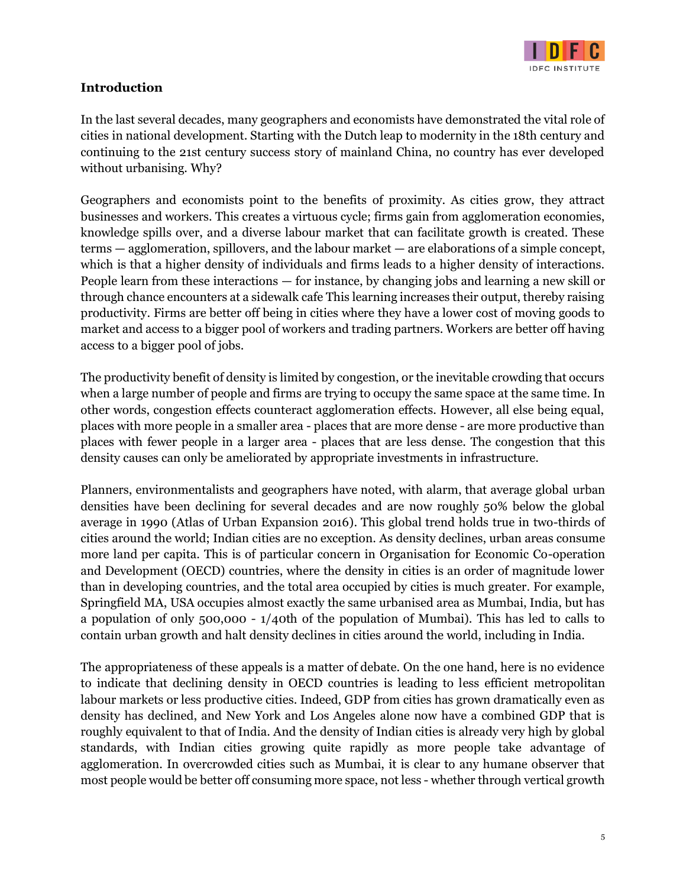## Introduction

In the last several decades, many geographers and economists have demonstrated the vital role of cities in national development. Starting with the Dutch leap to modernity in the 18th century and continuing to the 21st century success story of mainland China, no country has ever developed without urbanising. Why?

Geographers and economists point to the benefits of proximity. As cities grow, they attract businesses and workers. This creates a virtuous cycle; firms gain from agglomeration economies, knowledge spills over, and a diverse labour market that can facilitate growth is created. These terms — agglomeration, spillovers, and the labour market — are elaborations of a simple concept, which is that a higher density of individuals and firms leads to a higher density of interactions. People learn from these interactions — for instance, by changing jobs and learning a new skill or through chance encounters at a sidewalk cafe This learning increases their output, thereby raising productivity. Firms are better off being in cities where they have a lower cost of moving goods to market and access to a bigger pool of workers and trading partners. Workers are better off having access to a bigger pool of jobs.

The productivity benefit of density is limited by congestion, or the inevitable crowding that occurs when a large number of people and firms are trying to occupy the same space at the same time. In other words, congestion effects counteract agglomeration effects. However, all else being equal, places with more people in a smaller area - places that are more dense - are more productive than places with fewer people in a larger area - places that are less dense. The congestion that this density causes can only be ameliorated by appropriate investments in infrastructure.

Planners, environmentalists and geographers have noted, with alarm, that average global urban densities have been declining for several decades and are now roughly 50% below the global average in 1990 (Atlas of Urban Expansion 2016). This global trend holds true in two-thirds of cities around the world; Indian cities are no exception. As density declines, urban areas consume more land per capita. This is of particular concern in Organisation for Economic Co-operation and Development (OECD) countries, where the density in cities is an order of magnitude lower than in developing countries, and the total area occupied by cities is much greater. For example, Springfield MA, USA occupies almost exactly the same urbanised area as Mumbai, India, but has a population of only 500,000 - 1/40th of the population of Mumbai). This has led to calls to contain urban growth and halt density declines in cities around the world, including in India.

The appropriateness of these appeals is a matter of debate. On the one hand, here is no evidence to indicate that declining density in OECD countries is leading to less efficient metropolitan labour markets or less productive cities. Indeed, GDP from cities has grown dramatically even as density has declined, and New York and Los Angeles alone now have a combined GDP that is roughly equivalent to that of India. And the density of Indian cities is already very high by global standards, with Indian cities growing quite rapidly as more people take advantage of agglomeration. In overcrowded cities such as Mumbai, it is clear to any humane observer that most people would be better off consuming more space, not less - whether through vertical growth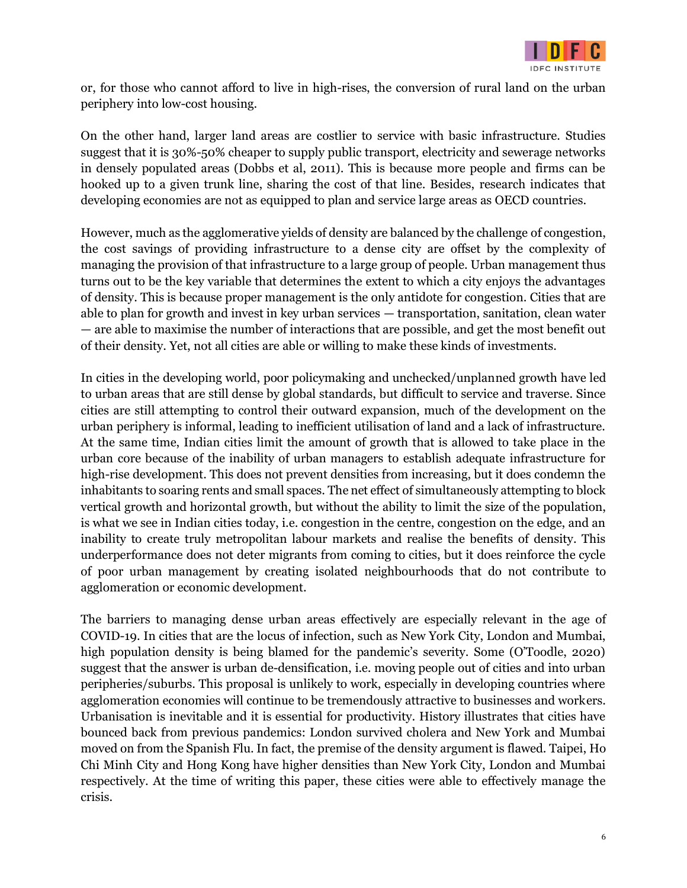or, for those who cannot afford to live in high-rises, the conversion of rural land on the urban periphery into low-cost housing.

On the other hand, larger land areas are costlier to service with basic infrastructure. Studies suggest that it is 30%-50% cheaper to supply public transport, electricity and sewerage networks in densely populated areas (Dobbs et al, 2011). This is because more people and firms can be hooked up to a given trunk line, sharing the cost of that line. Besides, research indicates that developing economies are not as equipped to plan and service large areas as OECD countries.

However, much as the agglomerative yields of density are balanced by the challenge of congestion, the cost savings of providing infrastructure to a dense city are offset by the complexity of managing the provision of that infrastructure to a large group of people. Urban management thus turns out to be the key variable that determines the extent to which a city enjoys the advantages of density. This is because proper management is the only antidote for congestion. Cities that are able to plan for growth and invest in key urban services — transportation, sanitation, clean water — are able to maximise the number of interactions that are possible, and get the most benefit out of their density. Yet, not all cities are able or willing to make these kinds of investments.

In cities in the developing world, poor policymaking and unchecked/unplanned growth have led to urban areas that are still dense by global standards, but difficult to service and traverse. Since cities are still attempting to control their outward expansion, much of the development on the urban periphery is informal, leading to inefficient utilisation of land and a lack of infrastructure. At the same time, Indian cities limit the amount of growth that is allowed to take place in the urban core because of the inability of urban managers to establish adequate infrastructure for high-rise development. This does not prevent densities from increasing, but it does condemn the inhabitants to soaring rents and small spaces. The net effect of simultaneously attempting to block vertical growth and horizontal growth, but without the ability to limit the size of the population, is what we see in Indian cities today, i.e. congestion in the centre, congestion on the edge, and an inability to create truly metropolitan labour markets and realise the benefits of density. This underperformance does not deter migrants from coming to cities, but it does reinforce the cycle of poor urban management by creating isolated neighbourhoods that do not contribute to agglomeration or economic development.

The barriers to managing dense urban areas effectively are especially relevant in the age of COVID-19. In cities that are the locus of infection, such as New York City, London and Mumbai, high population density is being blamed for the pandemic's severity. Some (O'Toodle, 2020) suggest that the answer is urban de-densification, i.e. moving people out of cities and into urban peripheries/suburbs. This proposal is unlikely to work, especially in developing countries where agglomeration economies will continue to be tremendously attractive to businesses and workers. Urbanisation is inevitable and it is essential for productivity. History illustrates that cities have bounced back from previous pandemics: London survived cholera and New York and Mumbai moved on from the Spanish Flu. In fact, the premise of the density argument is flawed. Taipei, Ho Chi Minh City and Hong Kong have higher densities than New York City, London and Mumbai respectively. At the time of writing this paper, these cities were able to effectively manage the crisis.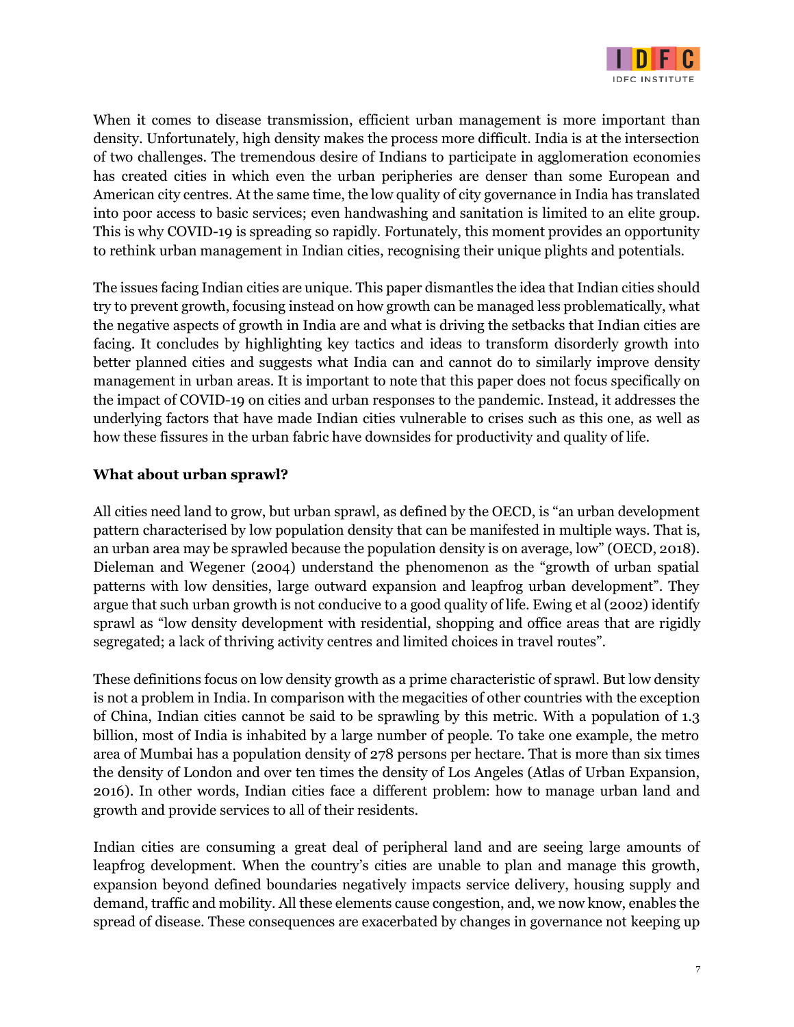When it comes to disease transmission, efficient urban management is more important than density. Unfortunately, high density makes the process more difficult. India is at the intersection of two challenges. The tremendous desire of Indians to participate in agglomeration economies has created cities in which even the urban peripheries are denser than some European and American city centres. At the same time, the low quality of city governance in India has translated into poor access to basic services; even handwashing and sanitation is limited to an elite group. This is why COVID-19 is spreading so rapidly. Fortunately, this moment provides an opportunity to rethink urban management in Indian cities, recognising their unique plights and potentials.

The issues facing Indian cities are unique. This paper dismantles the idea that Indian cities should try to prevent growth, focusing instead on how growth can be managed less problematically, what the negative aspects of growth in India are and what is driving the setbacks that Indian cities are facing. It concludes by highlighting key tactics and ideas to transform disorderly growth into better planned cities and suggests what India can and cannot do to similarly improve density management in urban areas. It is important to note that this paper does not focus specifically on the impact of COVID-19 on cities and urban responses to the pandemic. Instead, it addresses the underlying factors that have made Indian cities vulnerable to crises such as this one, as well as how these fissures in the urban fabric have downsides for productivity and quality of life.

**What about urban sprawl?**

All cities need land to grow, but urban sprawl, as defined by the OECD, is "an urban development pattern characterised by low population density that can be manifested in multiple ways. That is, an urban area may be sprawled because the population density is on average, low" (OECD, 2018). Dieleman and Wegener (2004) understand the phenomenon as the "growth of urban spatial patterns with low densities, large outward expansion and leapfrog urban development". They argue that such urban growth is not conducive to a good quality of life. Ewing et al (2002) identify sprawl as "low density development with residential, shopping and office areas that are rigidly segregated; a lack of thriving activity centres and limited choices in travel routes".

These definitions focus on low density growth as a prime characteristic of sprawl. But low density is not a problem in India. In comparison with the megacities of other countries with the exception of China, Indian cities cannot be said to be sprawling by this metric. With a population of 1.3 billion, most of India is inhabited by a large number of people. To take one example, the metro area of Mumbai has a population density of 278 persons per hectare. That is more than six times the density of London and over ten times the density of Los Angeles (Atlas of Urban Expansion, 2016). In other words, Indian cities face a different problem: how to manage urban land and growth and provide services to all of their residents.

Indian cities are consuming a great deal of peripheral land and are seeing large amounts of leapfrog development. When the country's cities are unable to plan and manage this growth, expansion beyond defined boundaries negatively impacts service delivery, housing supply and demand, traffic and mobility. All these elements cause congestion, and, we now know, enables the spread of disease. These consequences are exacerbated by changes in governance not keeping up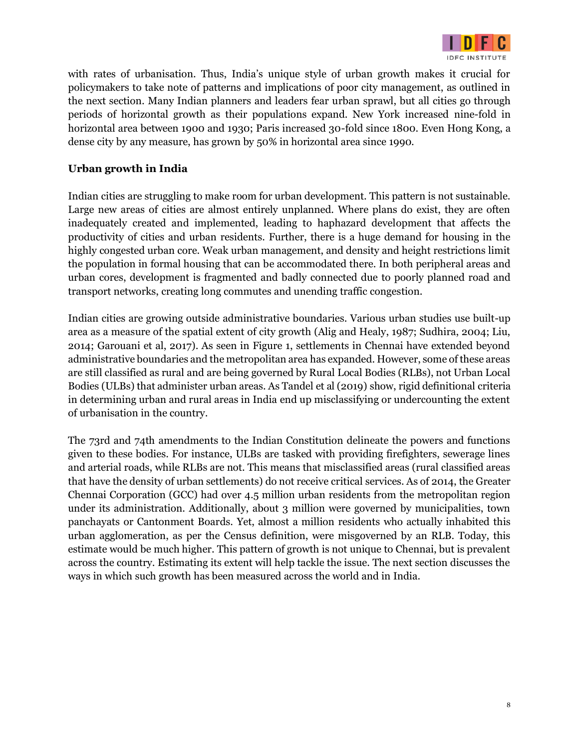with rates of urbanisation. Thus, India's unique style of urban growth makes it crucial for policymakers to take note of patterns and implications of poor city management, as outlined in the next section. Many Indian planners and leaders fear urban sprawl, but all cities go through periods of horizontal growth as their populations expand. New York increased nine-fold in horizontal area between 1900 and 1930; Paris increased 30-fold since 1800. Even Hong Kong, a dense city by any measure, has grown by 50% in horizontal area since 1990.

**Urban growth in India**

Indian cities are struggling to make room for urban development. This pattern is not sustainable. Large new areas of cities are almost entirely unplanned. Where plans do exist, they are often inadequately created and implemented, leading to haphazard development that affects the productivity of cities and urban residents. Further, there is a huge demand for housing in the highly congested urban core. Weak urban management, and density and height restrictions limit the population in formal housing that can be accommodated there. In both peripheral areas and urban cores, development is fragmented and badly connected due to poorly planned road and transport networks, creating long commutes and unending traffic congestion.

Indian cities are growing outside administrative boundaries. Various urban studies use built-up area as a measure of the spatial extent of city growth (Alig and Healy, 1987; Sudhira, 2004; Liu, 2014; Garouani et al, 2017). As seen in Figure 1, settlements in Chennai have extended beyond administrative boundaries and the metropolitan area has expanded. However, some of these areas are still classified as rural and are being governed by Rural Local Bodies (RLBs), not Urban Local Bodies (ULBs) that administer urban areas. As Tandel et al (2019) show, rigid definitional criteria in determining urban and rural areas in India end up misclassifying or undercounting the extent of urbanisation in the country.

The 73rd and 74th amendments to the Indian Constitution delineate the powers and functions given to these bodies. For instance, ULBs are tasked with providing firefighters, sewerage lines and arterial roads, while RLBs are not. This means that misclassified areas (rural classified areas that have the density of urban settlements) do not receive critical services. As of 2014, the Greater Chennai Corporation (GCC) had over 4.5 million urban residents from the metropolitan region under its administration. Additionally, about 3 million were governed by municipalities, town panchayats or Cantonment Boards. Yet, almost a million residents who actually inhabited this urban agglomeration, as per the Census definition, were misgoverned by an RLB. Today, this estimate would be much higher. This pattern of growth is not unique to Chennai, but is prevalent across the country. Estimating its extent will help tackle the issue. The next section discusses the ways in which such growth has been measured across the world and in India.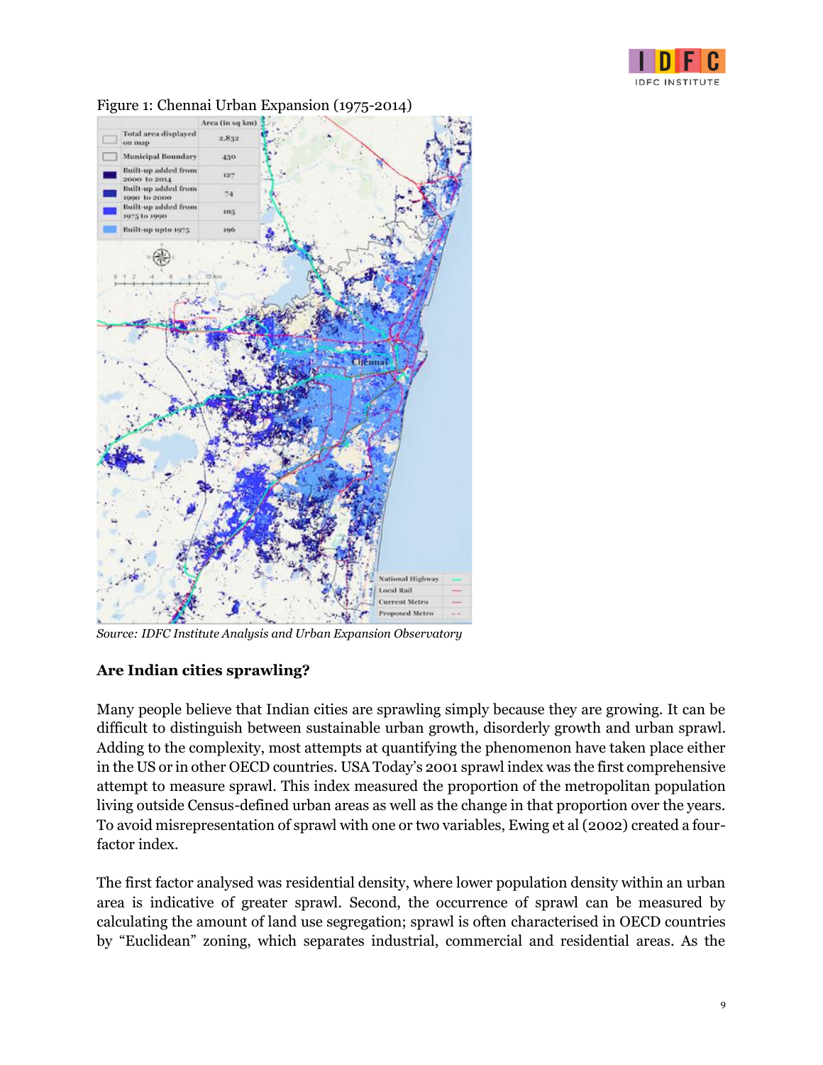Figure 1: Chennai Urban Expansion (1975-2014)

*Source: IDFC Institute Analysis and Urban Expansion Observatory*

**Are Indian cities sprawling?**

Many people believe that Indian cities are sprawling simply because they are growing. It can be difficult to distinguish between sustainable urban growth, disorderly growth and urban sprawl. Adding to the complexity, most attempts at quantifying the phenomenon have taken place either in the US or in other OECD countries. USA Today's 2001 sprawl index was the first comprehensive attempt to measure sprawl. This index measured the proportion of the metropolitan population living outside Census-defined urban areas as well as the change in that proportion over the years. To avoid misrepresentation of sprawl with one or two variables, Ewing et al (2002) created a four-factor index.

The first factor analysed was residential density, where lower population density within an urban area is indicative of greater sprawl. Second, the occurrence of sprawl can be measured by calculating the amount of land use segregation; sprawl is often characterised in OECD countries by "Euclidean" zoning, which separates industrial, commercial and residential areas. As the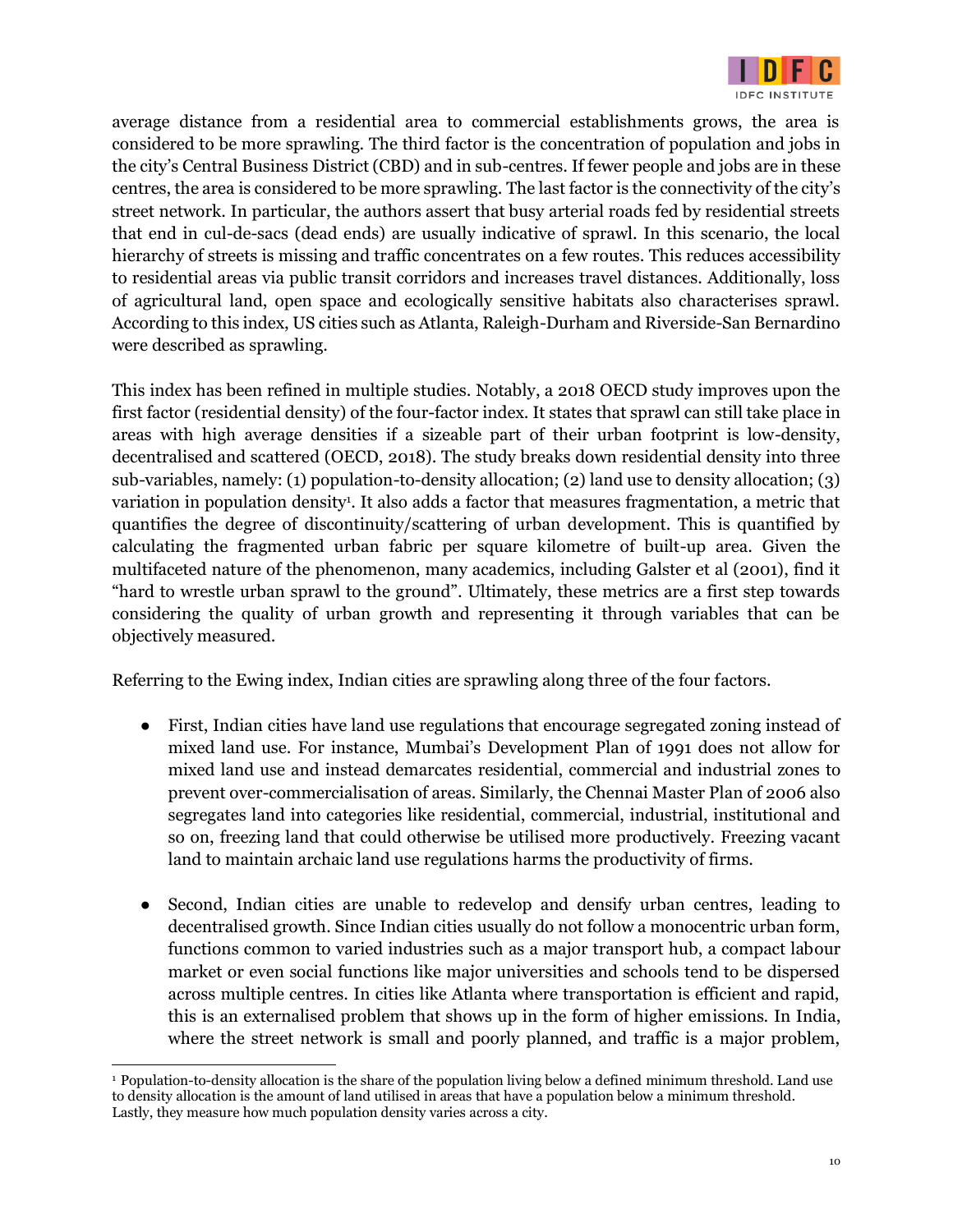average distance from a residential area to commercial establishments grows, the area is considered to be more sprawling. The third factor is the concentration of population and jobs in the city's Central Business District (CBD) and in sub-centres. If fewer people and jobs are in these centres, the area is considered to be more sprawling. The last factor is the connectivity of the city's street network. In particular, the authors assert that busy arterial roads fed by residential streets that end in cul-de-sacs (dead ends) are usually indicative of sprawl. In this scenario, the local hierarchy of streets is missing and traffic concentrates on a few routes. This reduces accessibility to residential areas via public transit corridors and increases travel distances. Additionally, loss of agricultural land, open space and ecologically sensitive habitats also characterises sprawl. According to this index, US cities such as Atlanta, Raleigh-Durham and Riverside-San Bernardino were described as sprawling.

This index has been refined in multiple studies. Notably, a 2018 OECD study improves upon the first factor (residential density) of the four-factor index. It states that sprawl can still take place in areas with high average densities if a sizeable part of their urban footprint is low-density, decentralised and scattered (OECD, 2018). The study breaks down residential density into three sub-variables, namely: (1) population-to-density allocation; (2) land use to density allocation; (3) variation in population density[1]. It also adds a factor that measures fragmentation, a metric that quantifies the degree of discontinuity/scattering of urban development. This is quantified by calculating the fragmented urban fabric per square kilometre of built-up area. Given the multifaceted nature of the phenomenon, many academics, including Galster et al (2001), find it "hard to wrestle urban sprawl to the ground". Ultimately, these metrics are a first step towards considering the quality of urban growth and representing it through variables that can be objectively measured.

Referring to the Ewing index, Indian cities are sprawling along three of the four factors.

- First, Indian cities have land use regulations that encourage segregated zoning instead of mixed land use. For instance, Mumbai's Development Plan of 1991 does not allow for mixed land use and instead demarcates residential, commercial and industrial zones to prevent over-commercialisation of areas. Similarly, the Chennai Master Plan of 2006 also segregates land into categories like residential, commercial, industrial, institutional and so on, freezing land that could otherwise be utilised more productively. Freezing vacant land to maintain archaic land use regulations harms the productivity of firms.

- Second, Indian cities are unable to redevelop and densify urban centres, leading to decentralised growth. Since Indian cities usually do not follow a monocentric urban form, functions common to varied industries such as a major transport hub, a compact labour market or even social functions like major universities and schools tend to be dispersed across multiple centres. In cities like Atlanta where transportation is efficient and rapid, this is an externalised problem that shows up in the form of higher emissions. In India, where the street network is small and poorly planned, and traffic is a major problem,

---

[1] Population-to-density allocation is the share of the population living below a defined minimum threshold. Land use to density allocation is the amount of land utilised in areas that have a population below a minimum threshold. Lastly, they measure how much population density varies across a city.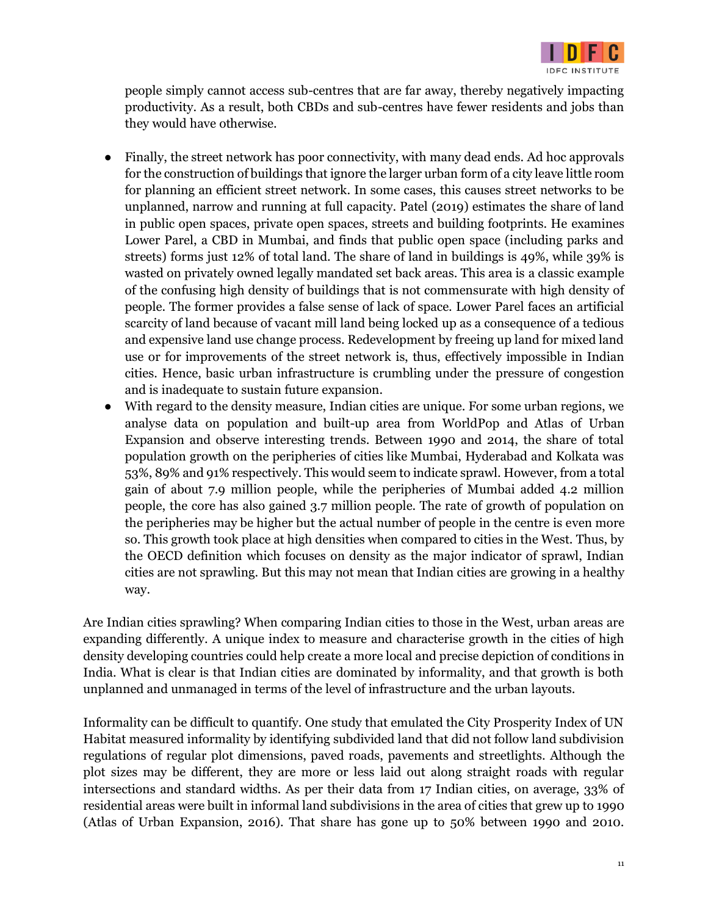people simply cannot access sub-centres that are far away, thereby negatively impacting productivity. As a result, both CBDs and sub-centres have fewer residents and jobs than they would have otherwise.

- Finally, the street network has poor connectivity, with many dead ends. Ad hoc approvals for the construction of buildings that ignore the larger urban form of a city leave little room for planning an efficient street network. In some cases, this causes street networks to be unplanned, narrow and running at full capacity. Patel (2019) estimates the share of land in public open spaces, private open spaces, streets and building footprints. He examines Lower Parel, a CBD in Mumbai, and finds that public open space (including parks and streets) forms just 12% of total land. The share of land in buildings is 49%, while 39% is wasted on privately owned legally mandated set back areas. This area is a classic example of the confusing high density of buildings that is not commensurate with high density of people. The former provides a false sense of lack of space. Lower Parel faces an artificial scarcity of land because of vacant mill land being locked up as a consequence of a tedious and expensive land use change process. Redevelopment by freeing up land for mixed land use or for improvements of the street network is, thus, effectively impossible in Indian cities. Hence, basic urban infrastructure is crumbling under the pressure of congestion and is inadequate to sustain future expansion.
- With regard to the density measure, Indian cities are unique. For some urban regions, we analyse data on population and built-up area from WorldPop and Atlas of Urban Expansion and observe interesting trends. Between 1990 and 2014, the share of total population growth on the peripheries of cities like Mumbai, Hyderabad and Kolkata was 53%, 89% and 91% respectively. This would seem to indicate sprawl. However, from a total gain of about 7.9 million people, while the peripheries of Mumbai added 4.2 million people, the core has also gained 3.7 million people. The rate of growth of population on the peripheries may be higher but the actual number of people in the centre is even more so. This growth took place at high densities when compared to cities in the West. Thus, by the OECD definition which focuses on density as the major indicator of sprawl, Indian cities are not sprawling. But this may not mean that Indian cities are growing in a healthy way.

Are Indian cities sprawling? When comparing Indian cities to those in the West, urban areas are expanding differently. A unique index to measure and characterise growth in the cities of high density developing countries could help create a more local and precise depiction of conditions in India. What is clear is that Indian cities are dominated by informality, and that growth is both unplanned and unmanaged in terms of the level of infrastructure and the urban layouts.

Informality can be difficult to quantify. One study that emulated the City Prosperity Index of UN Habitat measured informality by identifying subdivided land that did not follow land subdivision regulations of regular plot dimensions, paved roads, pavements and streetlights. Although the plot sizes may be different, they are more or less laid out along straight roads with regular intersections and standard widths. As per their data from 17 Indian cities, on average, 33% of residential areas were built in informal land subdivisions in the area of cities that grew up to 1990 (Atlas of Urban Expansion, 2016). That share has gone up to 50% between 1990 and 2010.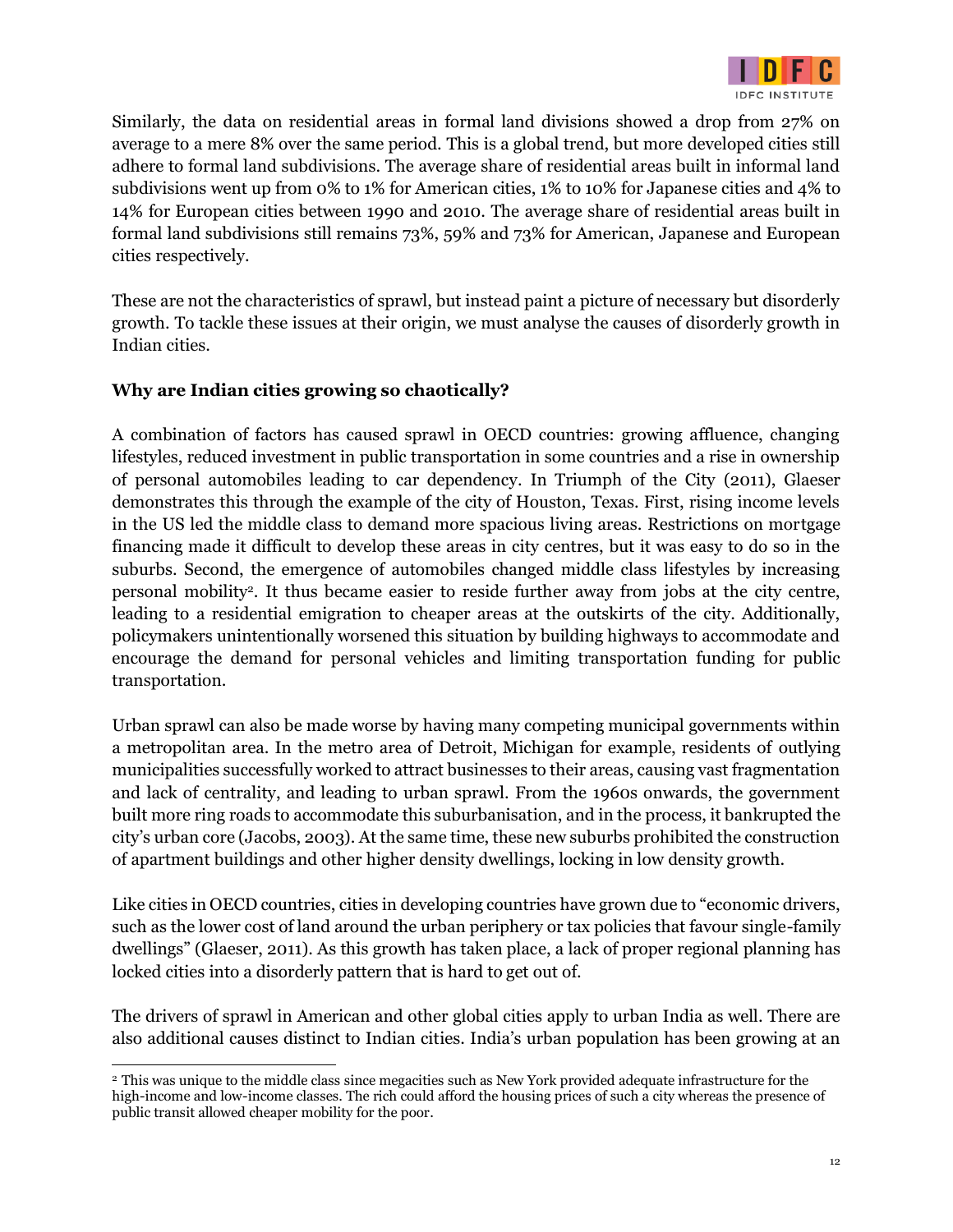Similarly, the data on residential areas in formal land divisions showed a drop from 27% on average to a mere 8% over the same period. This is a global trend, but more developed cities still adhere to formal land subdivisions. The average share of residential areas built in informal land subdivisions went up from 0% to 1% for American cities, 1% to 10% for Japanese cities and 4% to 14% for European cities between 1990 and 2010. The average share of residential areas built in formal land subdivisions still remains 73%, 59% and 73% for American, Japanese and European cities respectively.

These are not the characteristics of sprawl, but instead paint a picture of necessary but disorderly growth. To tackle these issues at their origin, we must analyse the causes of disorderly growth in Indian cities.

**Why are Indian cities growing so chaotically?**

A combination of factors has caused sprawl in OECD countries: growing affluence, changing lifestyles, reduced investment in public transportation in some countries and a rise in ownership of personal automobiles leading to car dependency. In Triumph of the City (2011), Glaeser demonstrates this through the example of the city of Houston, Texas. First, rising income levels in the US led the middle class to demand more spacious living areas. Restrictions on mortgage financing made it difficult to develop these areas in city centres, but it was easy to do so in the suburbs. Second, the emergence of automobiles changed middle class lifestyles by increasing personal mobility[2]. It thus became easier to reside further away from jobs at the city centre, leading to a residential emigration to cheaper areas at the outskirts of the city. Additionally, policymakers unintentionally worsened this situation by building highways to accommodate and encourage the demand for personal vehicles and limiting transportation funding for public transportation.

Urban sprawl can also be made worse by having many competing municipal governments within a metropolitan area. In the metro area of Detroit, Michigan for example, residents of outlying municipalities successfully worked to attract businesses to their areas, causing vast fragmentation and lack of centrality, and leading to urban sprawl. From the 1960s onwards, the government built more ring roads to accommodate this suburbanisation, and in the process, it bankrupted the city's urban core (Jacobs, 2003). At the same time, these new suburbs prohibited the construction of apartment buildings and other higher density dwellings, locking in low density growth.

Like cities in OECD countries, cities in developing countries have grown due to "economic drivers, such as the lower cost of land around the urban periphery or tax policies that favour single-family dwellings" (Glaeser, 2011). As this growth has taken place, a lack of proper regional planning has locked cities into a disorderly pattern that is hard to get out of.

The drivers of sprawl in American and other global cities apply to urban India as well. There are also additional causes distinct to Indian cities. India's urban population has been growing at an

[2] This was unique to the middle class since megacities such as New York provided adequate infrastructure for the high-income and low-income classes. The rich could afford the housing prices of such a city whereas the presence of public transit allowed cheaper mobility for the poor.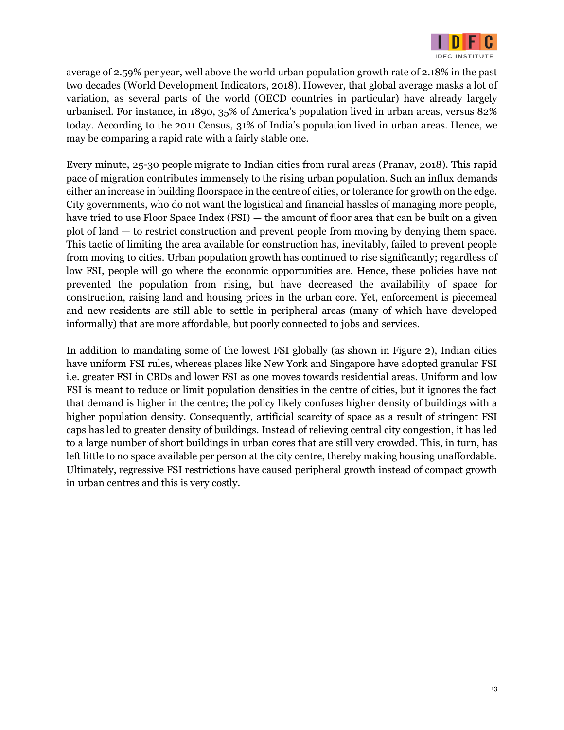average of 2.59% per year, well above the world urban population growth rate of 2.18% in the past two decades (World Development Indicators, 2018). However, that global average masks a lot of variation, as several parts of the world (OECD countries in particular) have already largely urbanised. For instance, in 1890, 35% of America's population lived in urban areas, versus 82% today. According to the 2011 Census, 31% of India's population lived in urban areas. Hence, we may be comparing a rapid rate with a fairly stable one.

Every minute, 25-30 people migrate to Indian cities from rural areas (Pranav, 2018). This rapid pace of migration contributes immensely to the rising urban population. Such an influx demands either an increase in building floorspace in the centre of cities, or tolerance for growth on the edge. City governments, who do not want the logistical and financial hassles of managing more people, have tried to use Floor Space Index (FSI) — the amount of floor area that can be built on a given plot of land — to restrict construction and prevent people from moving by denying them space. This tactic of limiting the area available for construction has, inevitably, failed to prevent people from moving to cities. Urban population growth has continued to rise significantly; regardless of low FSI, people will go where the economic opportunities are. Hence, these policies have not prevented the population from rising, but have decreased the availability of space for construction, raising land and housing prices in the urban core. Yet, enforcement is piecemeal and new residents are still able to settle in peripheral areas (many of which have developed informally) that are more affordable, but poorly connected to jobs and services.

In addition to mandating some of the lowest FSI globally (as shown in Figure 2), Indian cities have uniform FSI rules, whereas places like New York and Singapore have adopted granular FSI i.e. greater FSI in CBDs and lower FSI as one moves towards residential areas. Uniform and low FSI is meant to reduce or limit population densities in the centre of cities, but it ignores the fact that demand is higher in the centre; the policy likely confuses higher density of buildings with a higher population density. Consequently, artificial scarcity of space as a result of stringent FSI caps has led to greater density of buildings. Instead of relieving central city congestion, it has led to a large number of short buildings in urban cores that are still very crowded. This, in turn, has left little to no space available per person at the city centre, thereby making housing unaffordable. Ultimately, regressive FSI restrictions have caused peripheral growth instead of compact growth in urban centres and this is very costly.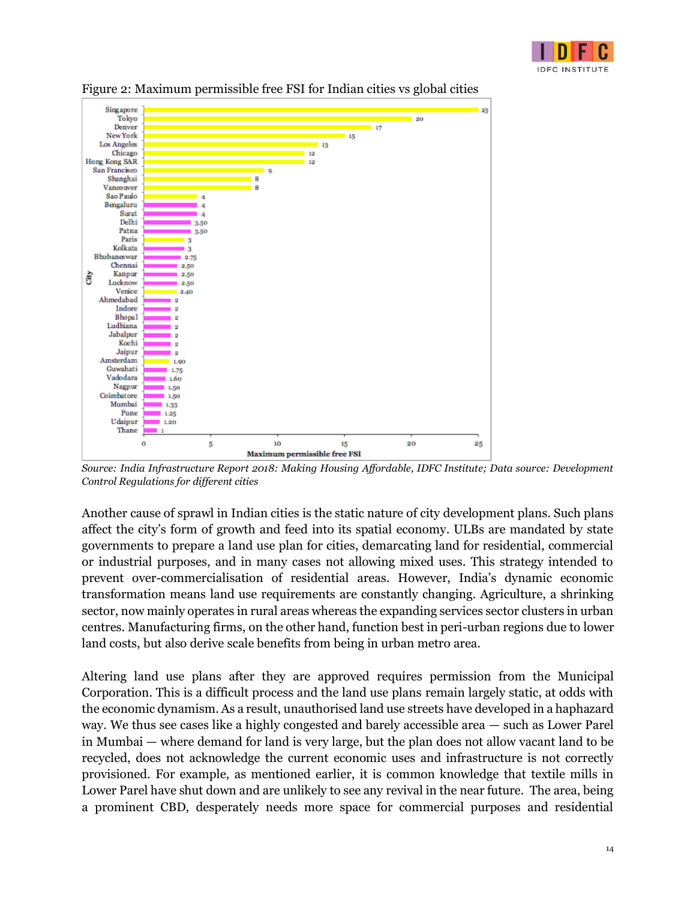Figure 2: Maximum permissible free FSI for Indian cities vs global cities

| City | Maximum permissible free FSI |
|---|---|
| Singapore | 25 |
| Tokyo | 20 |
| Denver | 17 |
| New York | 15 |
| Los Angeles | 13 |
| Chicago | 12 |
| Hong Kong SAR | 12 |
| San Francisco | 9 |
| Shanghai | 8 |
| Vancouver | 8 |
| Sao Paulo | 4 |
| Bengaluru | 4 |
| Surat | 4 |
| Delhi | 3.50 |
| Patna | 3.50 |
| Paris | 3 |
| Kolkata | 3 |
| Bhubaneswar | 2.75 |
| Chennai | 2.50 |
| Kanpur | 2.50 |
| Lucknow | 2.50 |
| Venice | 2.40 |
| Ahmedabad | 2 |
| Indore | 2 |
| Bhopal | 2 |
| Ludhiana | 2 |
| Jabalpur | 2 |
| Kochi | 2 |
| Jaipur | 2 |
| Amsterdam | 1.90 |
| Guwahati | 1.75 |
| Vadodara | 1.60 |
| Nagpur | 1.50 |
| Coimbatore | 1.50 |
| Mumbai | 1.33 |
| Pune | 1.25 |
| Udaipur | 1.20 |
| Thane | 1 |

*Source: India Infrastructure Report 2018: Making Housing Affordable, IDFC Institute; Data source: Development Control Regulations for different cities*

Another cause of sprawl in Indian cities is the static nature of city development plans. Such plans affect the city's form of growth and feed into its spatial economy. ULBs are mandated by state governments to prepare a land use plan for cities, demarcating land for residential, commercial or industrial purposes, and in many cases not allowing mixed uses. This strategy intended to prevent over-commercialisation of residential areas. However, India's dynamic economic transformation means land use requirements are constantly changing. Agriculture, a shrinking sector, now mainly operates in rural areas whereas the expanding services sector clusters in urban centres. Manufacturing firms, on the other hand, function best in peri-urban regions due to lower land costs, but also derive scale benefits from being in urban metro area.

Altering land use plans after they are approved requires permission from the Municipal Corporation. This is a difficult process and the land use plans remain largely static, at odds with the economic dynamism. As a result, unauthorised land use streets have developed in a haphazard way. We thus see cases like a highly congested and barely accessible area — such as Lower Parel in Mumbai — where demand for land is very large, but the plan does not allow vacant land to be recycled, does not acknowledge the current economic uses and infrastructure is not correctly provisioned. For example, as mentioned earlier, it is common knowledge that textile mills in Lower Parel have shut down and are unlikely to see any revival in the near future. The area, being a prominent CBD, desperately needs more space for commercial purposes and residential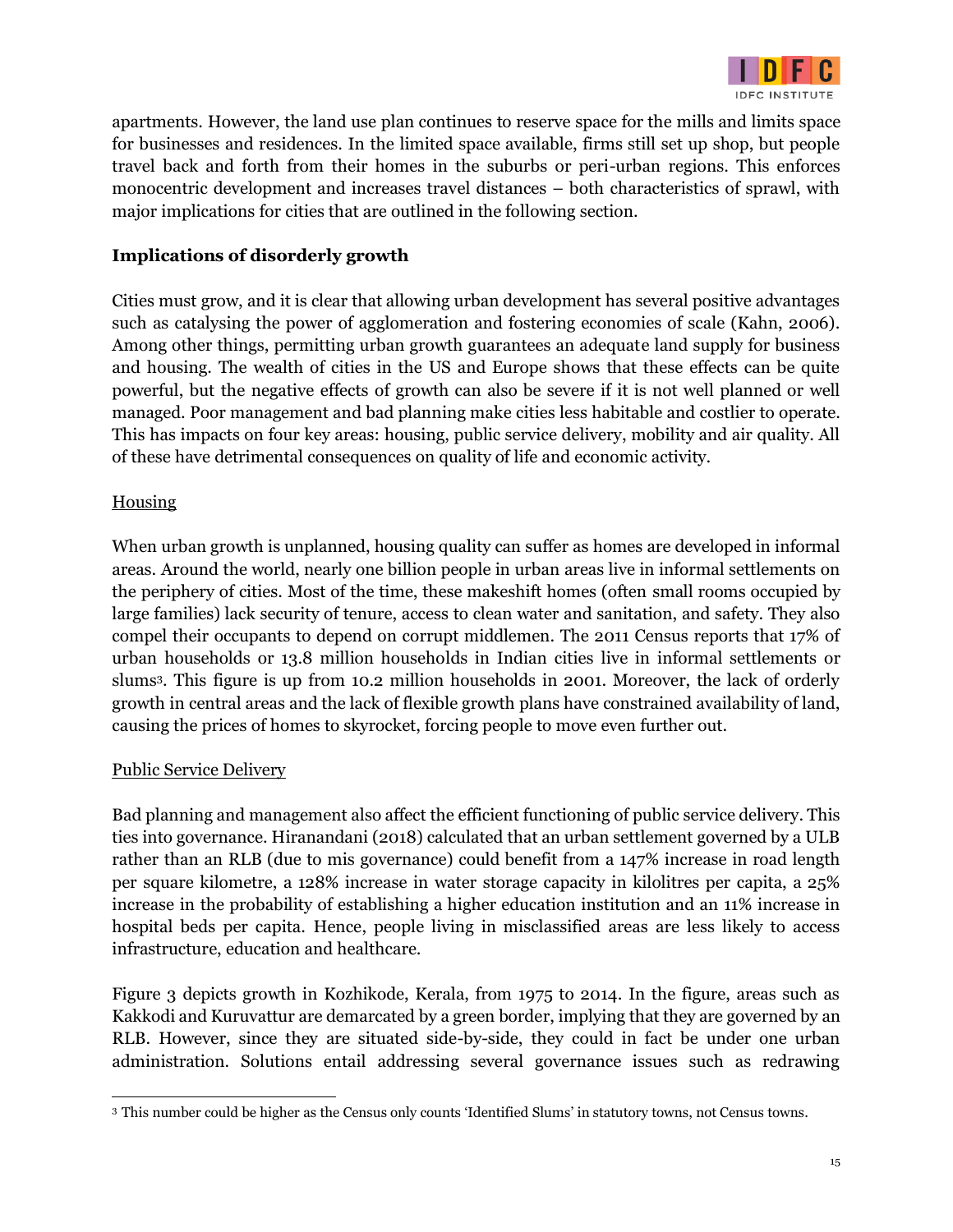apartments. However, the land use plan continues to reserve space for the mills and limits space for businesses and residences. In the limited space available, firms still set up shop, but people travel back and forth from their homes in the suburbs or peri-urban regions. This enforces monocentric development and increases travel distances – both characteristics of sprawl, with major implications for cities that are outlined in the following section.

**Implications of disorderly growth**

Cities must grow, and it is clear that allowing urban development has several positive advantages such as catalysing the power of agglomeration and fostering economies of scale (Kahn, 2006). Among other things, permitting urban growth guarantees an adequate land supply for business and housing. The wealth of cities in the US and Europe shows that these effects can be quite powerful, but the negative effects of growth can also be severe if it is not well planned or well managed. Poor management and bad planning make cities less habitable and costlier to operate. This has impacts on four key areas: housing, public service delivery, mobility and air quality. All of these have detrimental consequences on quality of life and economic activity.

<u>Housing</u>

When urban growth is unplanned, housing quality can suffer as homes are developed in informal areas. Around the world, nearly one billion people in urban areas live in informal settlements on the periphery of cities. Most of the time, these makeshift homes (often small rooms occupied by large families) lack security of tenure, access to clean water and sanitation, and safety. They also compel their occupants to depend on corrupt middlemen. The 2011 Census reports that 17% of urban households or 13.8 million households in Indian cities live in informal settlements or slums[3]. This figure is up from 10.2 million households in 2001. Moreover, the lack of orderly growth in central areas and the lack of flexible growth plans have constrained availability of land, causing the prices of homes to skyrocket, forcing people to move even further out.

<u>Public Service Delivery</u>

Bad planning and management also affect the efficient functioning of public service delivery. This ties into governance. Hiranandani (2018) calculated that an urban settlement governed by a ULB rather than an RLB (due to mis governance) could benefit from a 147% increase in road length per square kilometre, a 128% increase in water storage capacity in kilolitres per capita, a 25% increase in the probability of establishing a higher education institution and an 11% increase in hospital beds per capita. Hence, people living in misclassified areas are less likely to access infrastructure, education and healthcare.

Figure 3 depicts growth in Kozhikode, Kerala, from 1975 to 2014. In the figure, areas such as Kakkodi and Kuruvattur are demarcated by a green border, implying that they are governed by an RLB. However, since they are situated side-by-side, they could in fact be under one urban administration. Solutions entail addressing several governance issues such as redrawing

---

[3] This number could be higher as the Census only counts 'Identified Slums' in statutory towns, not Census towns.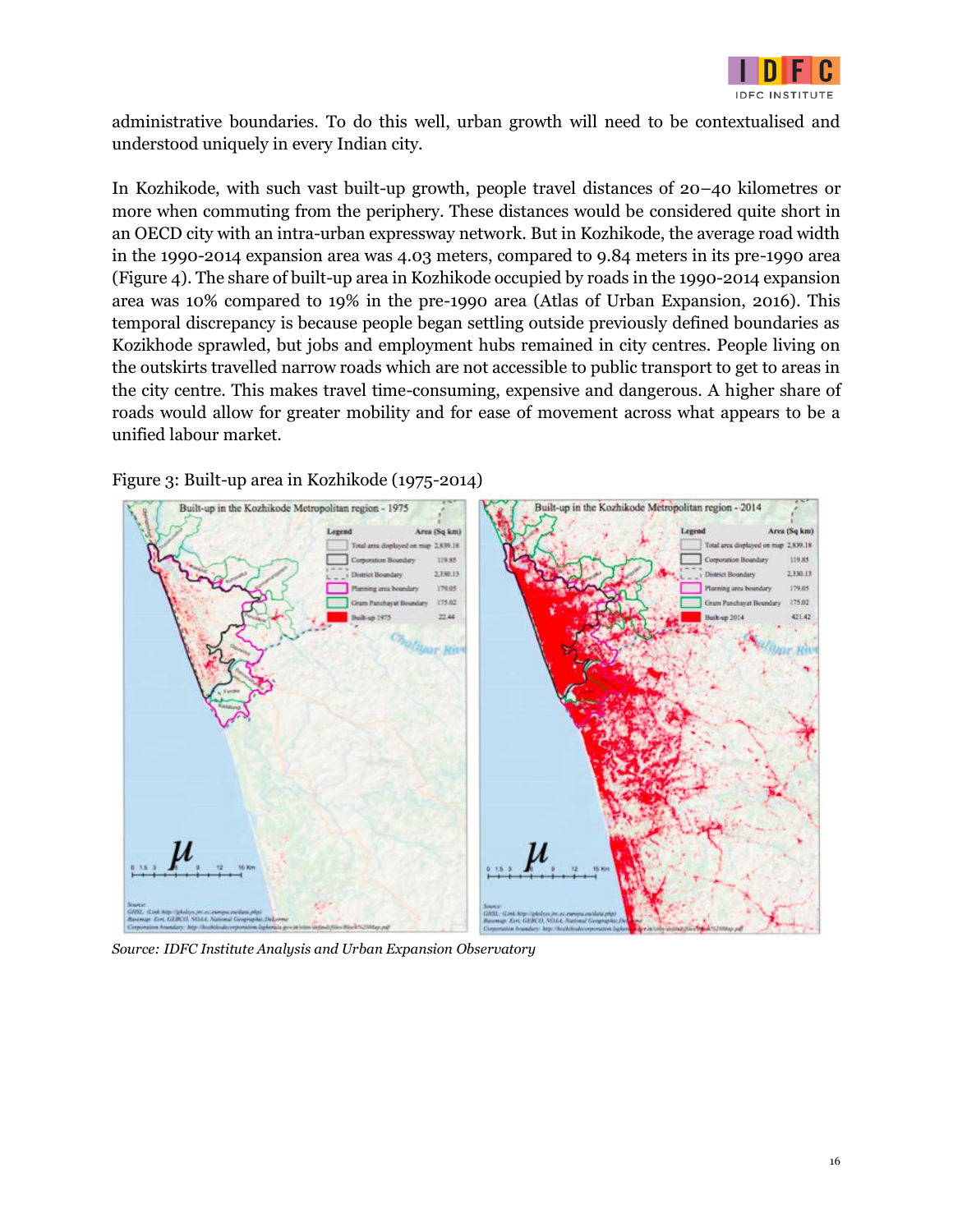administrative boundaries. To do this well, urban growth will need to be contextualised and understood uniquely in every Indian city.

In Kozhikode, with such vast built-up growth, people travel distances of 20–40 kilometres or more when commuting from the periphery. These distances would be considered quite short in an OECD city with an intra-urban expressway network. But in Kozhikode, the average road width in the 1990-2014 expansion area was 4.03 meters, compared to 9.84 meters in its pre-1990 area (Figure 4). The share of built-up area in Kozhikode occupied by roads in the 1990-2014 expansion area was 10% compared to 19% in the pre-1990 area (Atlas of Urban Expansion, 2016). This temporal discrepancy is because people began settling outside previously defined boundaries as Kozikhode sprawled, but jobs and employment hubs remained in city centres. People living on the outskirts travelled narrow roads which are not accessible to public transport to get to areas in the city centre. This makes travel time-consuming, expensive and dangerous. A higher share of roads would allow for greater mobility and for ease of movement across what appears to be a unified labour market.

Figure 3: Built-up area in Kozhikode (1975-2014)

*Source: IDFC Institute Analysis and Urban Expansion Observatory*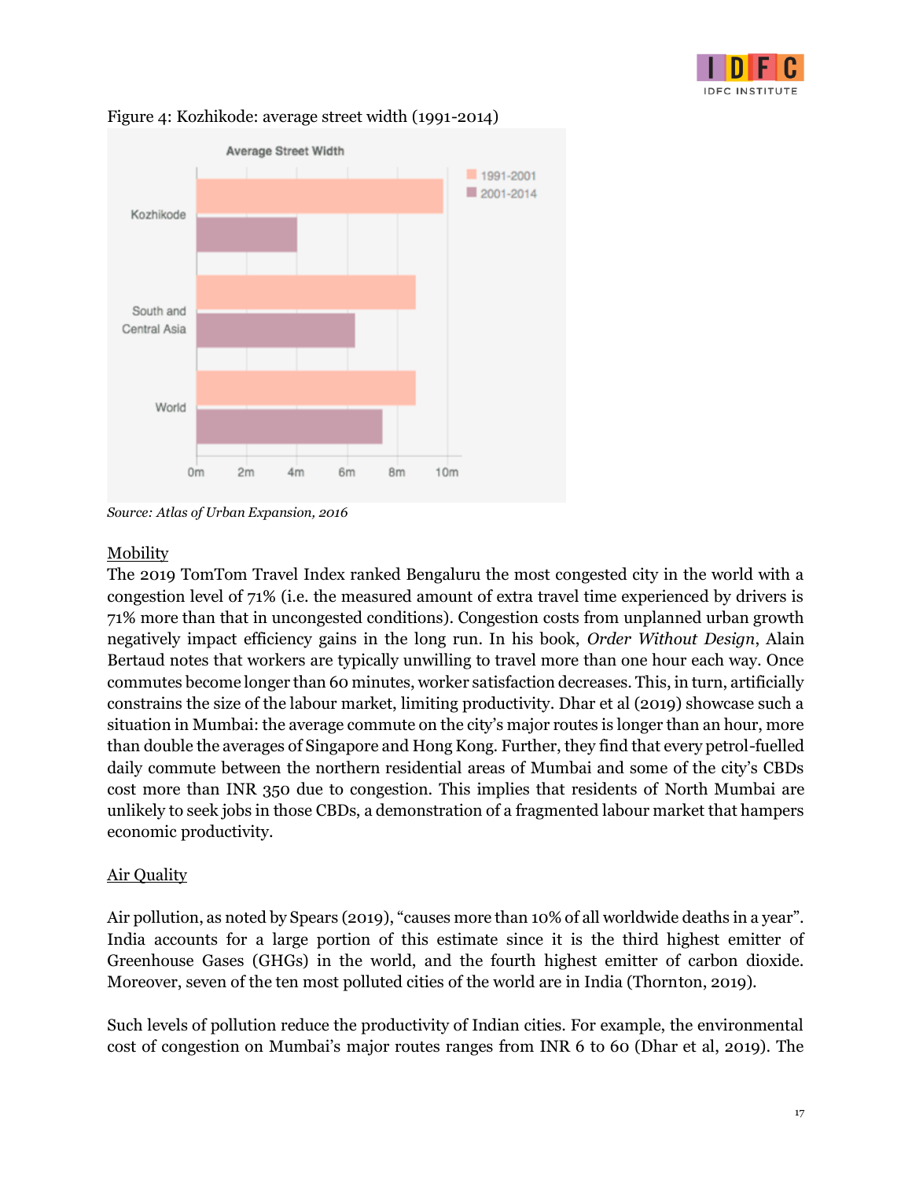Figure 4: Kozhikode: average street width (1991-2014)

Source: *Atlas of Urban Expansion, 2016*

## Mobility

The 2019 TomTom Travel Index ranked Bengaluru the most congested city in the world with a congestion level of 71% (i.e. the measured amount of extra travel time experienced by drivers is 71% more than that in uncongested conditions). Congestion costs from unplanned urban growth negatively impact efficiency gains in the long run. In his book, *Order Without Design*, Alain Bertaud notes that workers are typically unwilling to travel more than one hour each way. Once commutes become longer than 60 minutes, worker satisfaction decreases. This, in turn, artificially constrains the size of the labour market, limiting productivity. Dhar et al (2019) showcase such a situation in Mumbai: the average commute on the city's major routes is longer than an hour, more than double the averages of Singapore and Hong Kong. Further, they find that every petrol-fuelled daily commute between the northern residential areas of Mumbai and some of the city's CBDs cost more than INR 350 due to congestion. This implies that residents of North Mumbai are unlikely to seek jobs in those CBDs, a demonstration of a fragmented labour market that hampers economic productivity.

## Air Quality

Air pollution, as noted by Spears (2019), "causes more than 10% of all worldwide deaths in a year". India accounts for a large portion of this estimate since it is the third highest emitter of Greenhouse Gases (GHGs) in the world, and the fourth highest emitter of carbon dioxide. Moreover, seven of the ten most polluted cities of the world are in India (Thornton, 2019).

Such levels of pollution reduce the productivity of Indian cities. For example, the environmental cost of congestion on Mumbai's major routes ranges from INR 6 to 60 (Dhar et al, 2019). The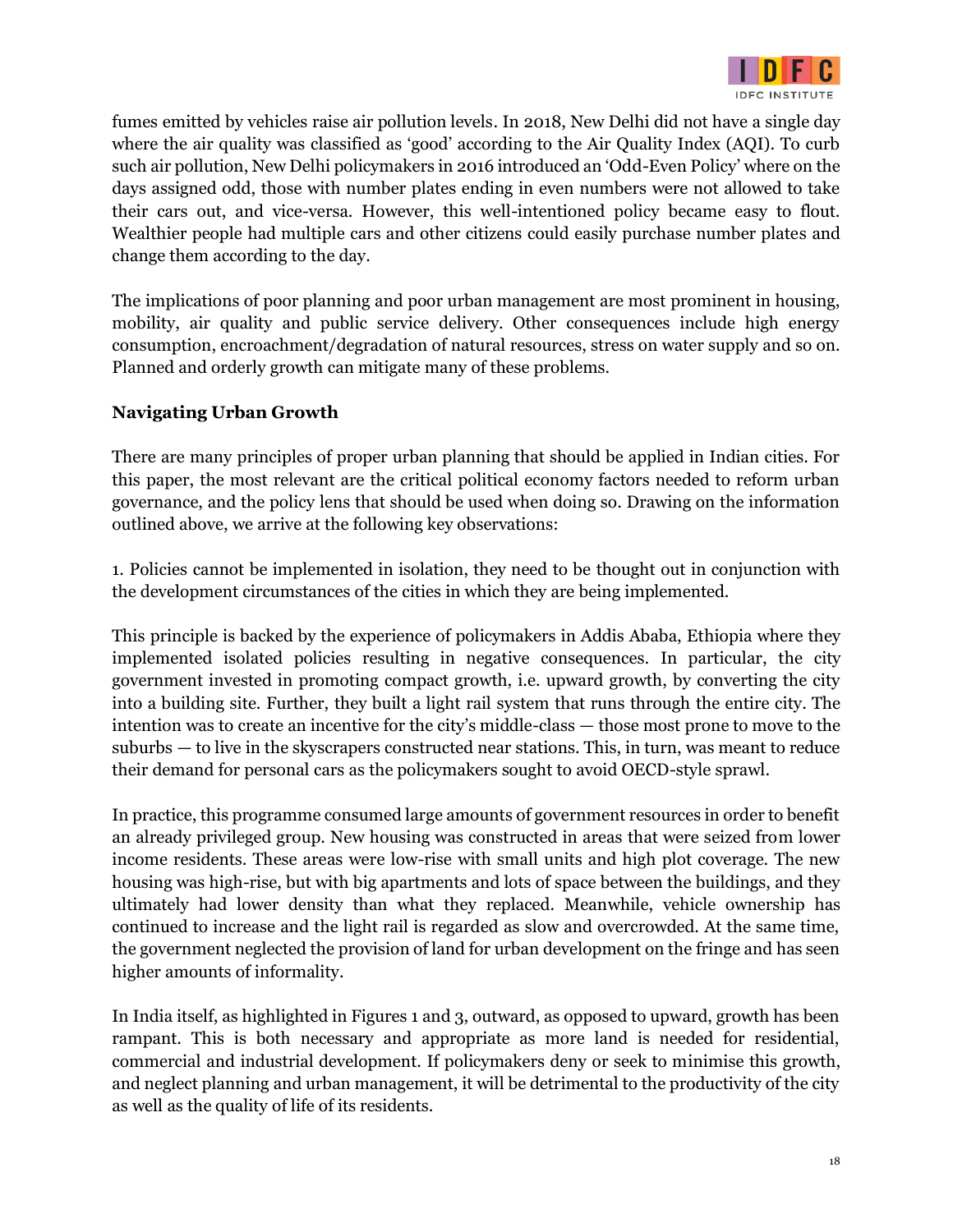fumes emitted by vehicles raise air pollution levels. In 2018, New Delhi did not have a single day where the air quality was classified as 'good' according to the Air Quality Index (AQI). To curb such air pollution, New Delhi policymakers in 2016 introduced an 'Odd-Even Policy' where on the days assigned odd, those with number plates ending in even numbers were not allowed to take their cars out, and vice-versa. However, this well-intentioned policy became easy to flout. Wealthier people had multiple cars and other citizens could easily purchase number plates and change them according to the day.

The implications of poor planning and poor urban management are most prominent in housing, mobility, air quality and public service delivery. Other consequences include high energy consumption, encroachment/degradation of natural resources, stress on water supply and so on. Planned and orderly growth can mitigate many of these problems.

## Navigating Urban Growth

There are many principles of proper urban planning that should be applied in Indian cities. For this paper, the most relevant are the critical political economy factors needed to reform urban governance, and the policy lens that should be used when doing so. Drawing on the information outlined above, we arrive at the following key observations:

1. Policies cannot be implemented in isolation, they need to be thought out in conjunction with the development circumstances of the cities in which they are being implemented.

This principle is backed by the experience of policymakers in Addis Ababa, Ethiopia where they implemented isolated policies resulting in negative consequences. In particular, the city government invested in promoting compact growth, i.e. upward growth, by converting the city into a building site. Further, they built a light rail system that runs through the entire city. The intention was to create an incentive for the city's middle-class — those most prone to move to the suburbs — to live in the skyscrapers constructed near stations. This, in turn, was meant to reduce their demand for personal cars as the policymakers sought to avoid OECD-style sprawl.

In practice, this programme consumed large amounts of government resources in order to benefit an already privileged group. New housing was constructed in areas that were seized from lower income residents. These areas were low-rise with small units and high plot coverage. The new housing was high-rise, but with big apartments and lots of space between the buildings, and they ultimately had lower density than what they replaced. Meanwhile, vehicle ownership has continued to increase and the light rail is regarded as slow and overcrowded. At the same time, the government neglected the provision of land for urban development on the fringe and has seen higher amounts of informality.

In India itself, as highlighted in Figures 1 and 3, outward, as opposed to upward, growth has been rampant. This is both necessary and appropriate as more land is needed for residential, commercial and industrial development. If policymakers deny or seek to minimise this growth, and neglect planning and urban management, it will be detrimental to the productivity of the city as well as the quality of life of its residents.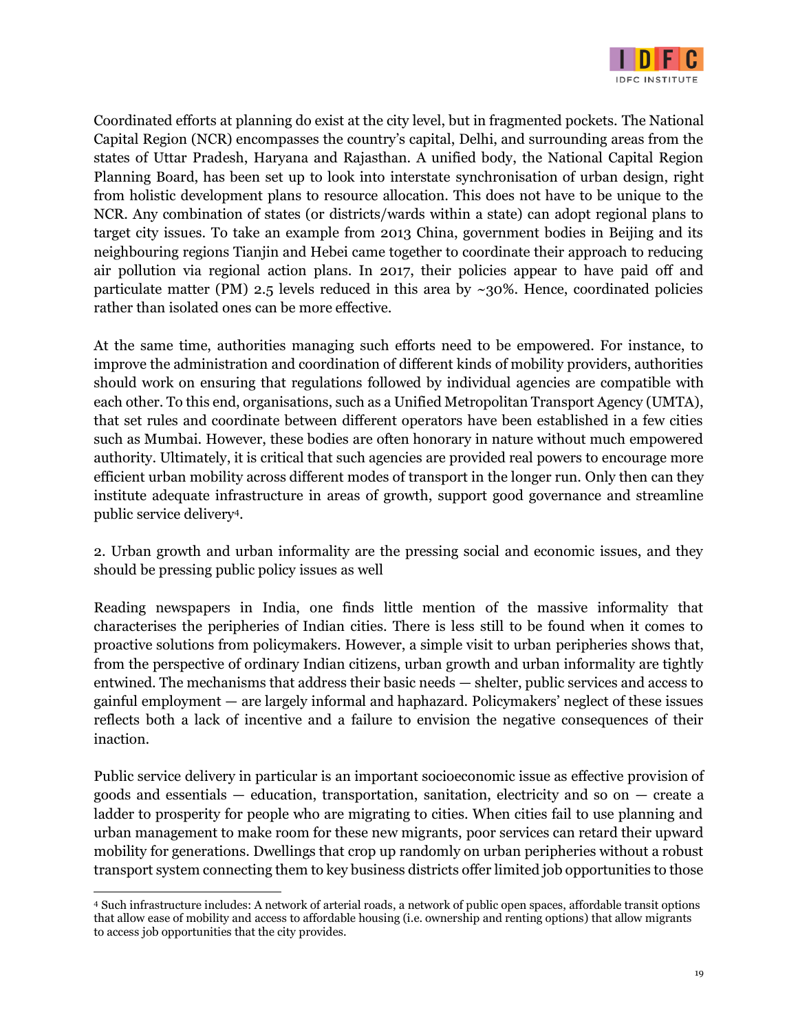Coordinated efforts at planning do exist at the city level, but in fragmented pockets. The National Capital Region (NCR) encompasses the country's capital, Delhi, and surrounding areas from the states of Uttar Pradesh, Haryana and Rajasthan. A unified body, the National Capital Region Planning Board, has been set up to look into interstate synchronisation of urban design, right from holistic development plans to resource allocation. This does not have to be unique to the NCR. Any combination of states (or districts/wards within a state) can adopt regional plans to target city issues. To take an example from 2013 China, government bodies in Beijing and its neighbouring regions Tianjin and Hebei came together to coordinate their approach to reducing air pollution via regional action plans. In 2017, their policies appear to have paid off and particulate matter (PM) 2.5 levels reduced in this area by ~30%. Hence, coordinated policies rather than isolated ones can be more effective.

At the same time, authorities managing such efforts need to be empowered. For instance, to improve the administration and coordination of different kinds of mobility providers, authorities should work on ensuring that regulations followed by individual agencies are compatible with each other. To this end, organisations, such as a Unified Metropolitan Transport Agency (UMTA), that set rules and coordinate between different operators have been established in a few cities such as Mumbai. However, these bodies are often honorary in nature without much empowered authority. Ultimately, it is critical that such agencies are provided real powers to encourage more efficient urban mobility across different modes of transport in the longer run. Only then can they institute adequate infrastructure in areas of growth, support good governance and streamline public service delivery[4].

2. Urban growth and urban informality are the pressing social and economic issues, and they should be pressing public policy issues as well

Reading newspapers in India, one finds little mention of the massive informality that characterises the peripheries of Indian cities. There is less still to be found when it comes to proactive solutions from policymakers. However, a simple visit to urban peripheries shows that, from the perspective of ordinary Indian citizens, urban growth and urban informality are tightly entwined. The mechanisms that address their basic needs — shelter, public services and access to gainful employment — are largely informal and haphazard. Policymakers' neglect of these issues reflects both a lack of incentive and a failure to envision the negative consequences of their inaction.

Public service delivery in particular is an important socioeconomic issue as effective provision of goods and essentials — education, transportation, sanitation, electricity and so on — create a ladder to prosperity for people who are migrating to cities. When cities fail to use planning and urban management to make room for these new migrants, poor services can retard their upward mobility for generations. Dwellings that crop up randomly on urban peripheries without a robust transport system connecting them to key business districts offer limited job opportunities to those

[4] Such infrastructure includes: A network of arterial roads, a network of public open spaces, affordable transit options that allow ease of mobility and access to affordable housing (i.e. ownership and renting options) that allow migrants to access job opportunities that the city provides.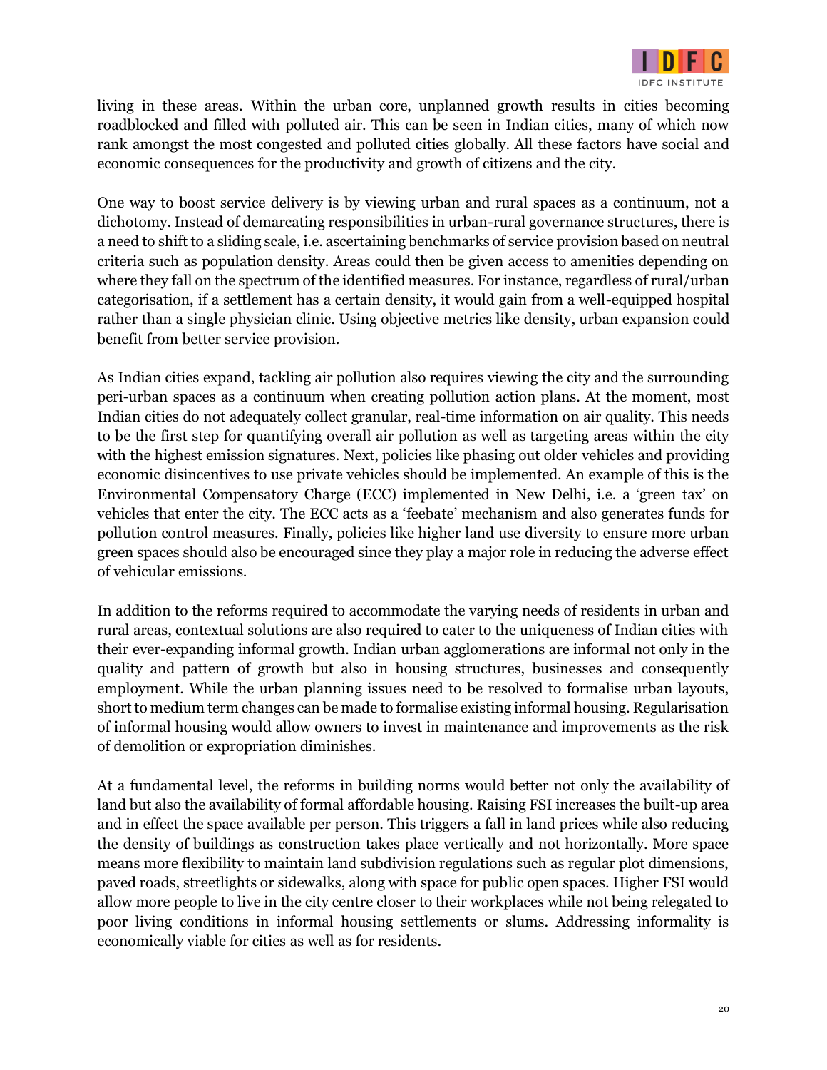living in these areas. Within the urban core, unplanned growth results in cities becoming roadblocked and filled with polluted air. This can be seen in Indian cities, many of which now rank amongst the most congested and polluted cities globally. All these factors have social and economic consequences for the productivity and growth of citizens and the city.

One way to boost service delivery is by viewing urban and rural spaces as a continuum, not a dichotomy. Instead of demarcating responsibilities in urban-rural governance structures, there is a need to shift to a sliding scale, i.e. ascertaining benchmarks of service provision based on neutral criteria such as population density. Areas could then be given access to amenities depending on where they fall on the spectrum of the identified measures. For instance, regardless of rural/urban categorisation, if a settlement has a certain density, it would gain from a well-equipped hospital rather than a single physician clinic. Using objective metrics like density, urban expansion could benefit from better service provision.

As Indian cities expand, tackling air pollution also requires viewing the city and the surrounding peri-urban spaces as a continuum when creating pollution action plans. At the moment, most Indian cities do not adequately collect granular, real-time information on air quality. This needs to be the first step for quantifying overall air pollution as well as targeting areas within the city with the highest emission signatures. Next, policies like phasing out older vehicles and providing economic disincentives to use private vehicles should be implemented. An example of this is the Environmental Compensatory Charge (ECC) implemented in New Delhi, i.e. a 'green tax' on vehicles that enter the city. The ECC acts as a 'feebate' mechanism and also generates funds for pollution control measures. Finally, policies like higher land use diversity to ensure more urban green spaces should also be encouraged since they play a major role in reducing the adverse effect of vehicular emissions.

In addition to the reforms required to accommodate the varying needs of residents in urban and rural areas, contextual solutions are also required to cater to the uniqueness of Indian cities with their ever-expanding informal growth. Indian urban agglomerations are informal not only in the quality and pattern of growth but also in housing structures, businesses and consequently employment. While the urban planning issues need to be resolved to formalise urban layouts, short to medium term changes can be made to formalise existing informal housing. Regularisation of informal housing would allow owners to invest in maintenance and improvements as the risk of demolition or expropriation diminishes.

At a fundamental level, the reforms in building norms would better not only the availability of land but also the availability of formal affordable housing. Raising FSI increases the built-up area and in effect the space available per person. This triggers a fall in land prices while also reducing the density of buildings as construction takes place vertically and not horizontally. More space means more flexibility to maintain land subdivision regulations such as regular plot dimensions, paved roads, streetlights or sidewalks, along with space for public open spaces. Higher FSI would allow more people to live in the city centre closer to their workplaces while not being relegated to poor living conditions in informal housing settlements or slums. Addressing informality is economically viable for cities as well as for residents.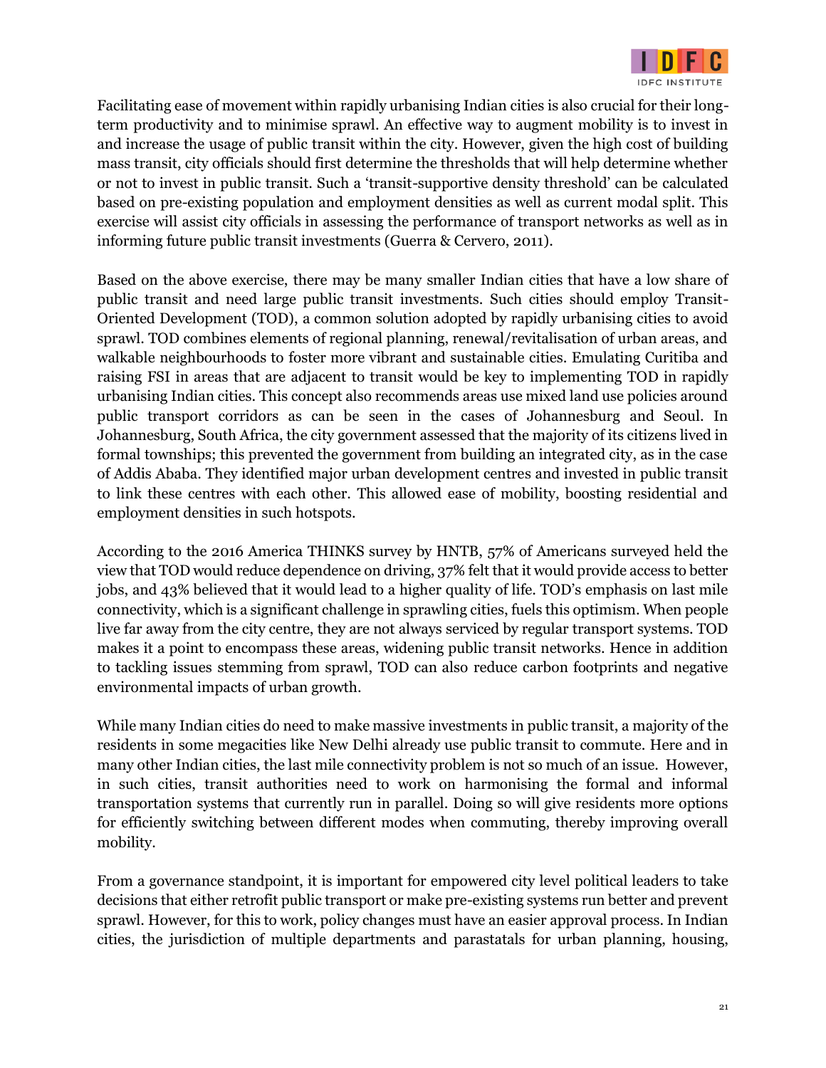Facilitating ease of movement within rapidly urbanising Indian cities is also crucial for their long-term productivity and to minimise sprawl. An effective way to augment mobility is to invest in and increase the usage of public transit within the city. However, given the high cost of building mass transit, city officials should first determine the thresholds that will help determine whether or not to invest in public transit. Such a 'transit-supportive density threshold' can be calculated based on pre-existing population and employment densities as well as current modal split. This exercise will assist city officials in assessing the performance of transport networks as well as in informing future public transit investments (Guerra & Cervero, 2011).

Based on the above exercise, there may be many smaller Indian cities that have a low share of public transit and need large public transit investments. Such cities should employ Transit-Oriented Development (TOD), a common solution adopted by rapidly urbanising cities to avoid sprawl. TOD combines elements of regional planning, renewal/revitalisation of urban areas, and walkable neighbourhoods to foster more vibrant and sustainable cities. Emulating Curitiba and raising FSI in areas that are adjacent to transit would be key to implementing TOD in rapidly urbanising Indian cities. This concept also recommends areas use mixed land use policies around public transport corridors as can be seen in the cases of Johannesburg and Seoul. In Johannesburg, South Africa, the city government assessed that the majority of its citizens lived in formal townships; this prevented the government from building an integrated city, as in the case of Addis Ababa. They identified major urban development centres and invested in public transit to link these centres with each other. This allowed ease of mobility, boosting residential and employment densities in such hotspots.

According to the 2016 America THINKS survey by HNTB, 57% of Americans surveyed held the view that TOD would reduce dependence on driving, 37% felt that it would provide access to better jobs, and 43% believed that it would lead to a higher quality of life. TOD's emphasis on last mile connectivity, which is a significant challenge in sprawling cities, fuels this optimism. When people live far away from the city centre, they are not always serviced by regular transport systems. TOD makes it a point to encompass these areas, widening public transit networks. Hence in addition to tackling issues stemming from sprawl, TOD can also reduce carbon footprints and negative environmental impacts of urban growth.

While many Indian cities do need to make massive investments in public transit, a majority of the residents in some megacities like New Delhi already use public transit to commute. Here and in many other Indian cities, the last mile connectivity problem is not so much of an issue. However, in such cities, transit authorities need to work on harmonising the formal and informal transportation systems that currently run in parallel. Doing so will give residents more options for efficiently switching between different modes when commuting, thereby improving overall mobility.

From a governance standpoint, it is important for empowered city level political leaders to take decisions that either retrofit public transport or make pre-existing systems run better and prevent sprawl. However, for this to work, policy changes must have an easier approval process. In Indian cities, the jurisdiction of multiple departments and parastatals for urban planning, housing,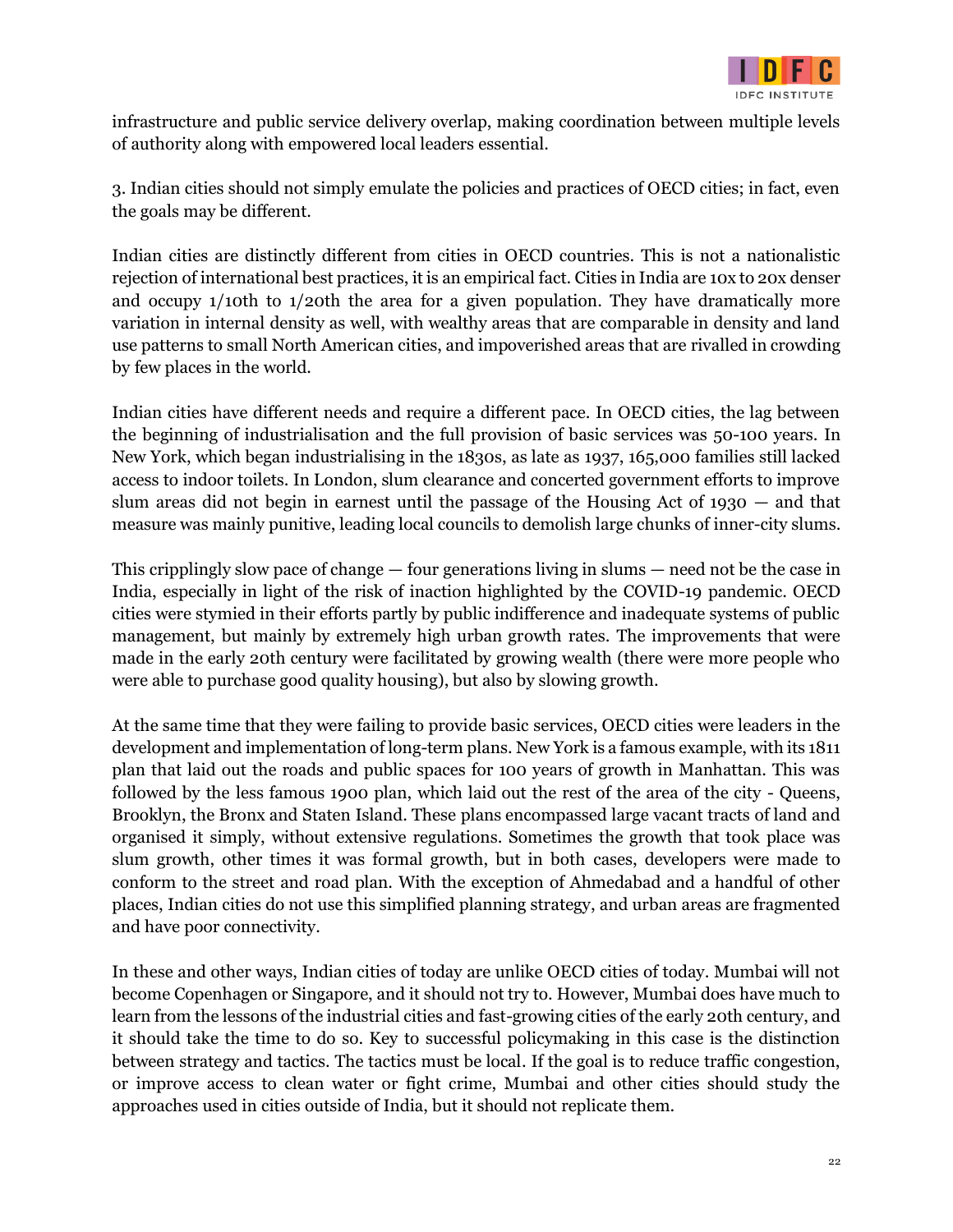infrastructure and public service delivery overlap, making coordination between multiple levels of authority along with empowered local leaders essential.

3. Indian cities should not simply emulate the policies and practices of OECD cities; in fact, even the goals may be different.

Indian cities are distinctly different from cities in OECD countries. This is not a nationalistic rejection of international best practices, it is an empirical fact. Cities in India are 10x to 20x denser and occupy 1/10th to 1/20th the area for a given population. They have dramatically more variation in internal density as well, with wealthy areas that are comparable in density and land use patterns to small North American cities, and impoverished areas that are rivalled in crowding by few places in the world.

Indian cities have different needs and require a different pace. In OECD cities, the lag between the beginning of industrialisation and the full provision of basic services was 50-100 years. In New York, which began industrialising in the 1830s, as late as 1937, 165,000 families still lacked access to indoor toilets. In London, slum clearance and concerted government efforts to improve slum areas did not begin in earnest until the passage of the Housing Act of 1930 — and that measure was mainly punitive, leading local councils to demolish large chunks of inner-city slums.

This cripplingly slow pace of change — four generations living in slums — need not be the case in India, especially in light of the risk of inaction highlighted by the COVID-19 pandemic. OECD cities were stymied in their efforts partly by public indifference and inadequate systems of public management, but mainly by extremely high urban growth rates. The improvements that were made in the early 20th century were facilitated by growing wealth (there were more people who were able to purchase good quality housing), but also by slowing growth.

At the same time that they were failing to provide basic services, OECD cities were leaders in the development and implementation of long-term plans. New York is a famous example, with its 1811 plan that laid out the roads and public spaces for 100 years of growth in Manhattan. This was followed by the less famous 1900 plan, which laid out the rest of the area of the city - Queens, Brooklyn, the Bronx and Staten Island. These plans encompassed large vacant tracts of land and organised it simply, without extensive regulations. Sometimes the growth that took place was slum growth, other times it was formal growth, but in both cases, developers were made to conform to the street and road plan. With the exception of Ahmedabad and a handful of other places, Indian cities do not use this simplified planning strategy, and urban areas are fragmented and have poor connectivity.

In these and other ways, Indian cities of today are unlike OECD cities of today. Mumbai will not become Copenhagen or Singapore, and it should not try to. However, Mumbai does have much to learn from the lessons of the industrial cities and fast-growing cities of the early 20th century, and it should take the time to do so. Key to successful policymaking in this case is the distinction between strategy and tactics. The tactics must be local. If the goal is to reduce traffic congestion, or improve access to clean water or fight crime, Mumbai and other cities should study the approaches used in cities outside of India, but it should not replicate them.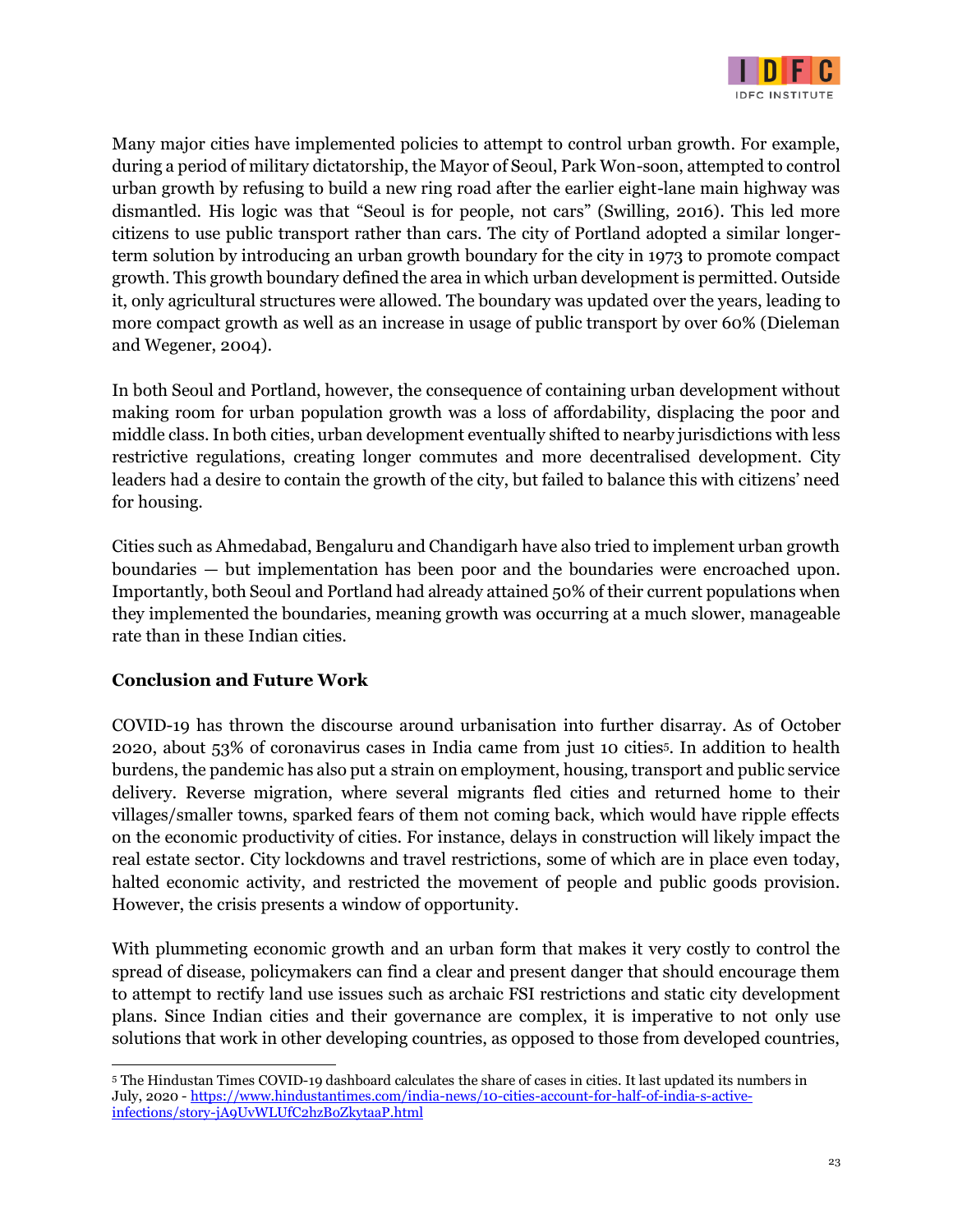Many major cities have implemented policies to attempt to control urban growth. For example, during a period of military dictatorship, the Mayor of Seoul, Park Won-soon, attempted to control urban growth by refusing to build a new ring road after the earlier eight-lane main highway was dismantled. His logic was that "Seoul is for people, not cars" (Swilling, 2016). This led more citizens to use public transport rather than cars. The city of Portland adopted a similar longer-term solution by introducing an urban growth boundary for the city in 1973 to promote compact growth. This growth boundary defined the area in which urban development is permitted. Outside it, only agricultural structures were allowed. The boundary was updated over the years, leading to more compact growth as well as an increase in usage of public transport by over 60% (Dieleman and Wegener, 2004).

In both Seoul and Portland, however, the consequence of containing urban development without making room for urban population growth was a loss of affordability, displacing the poor and middle class. In both cities, urban development eventually shifted to nearby jurisdictions with less restrictive regulations, creating longer commutes and more decentralised development. City leaders had a desire to contain the growth of the city, but failed to balance this with citizens' need for housing.

Cities such as Ahmedabad, Bengaluru and Chandigarh have also tried to implement urban growth boundaries — but implementation has been poor and the boundaries were encroached upon. Importantly, both Seoul and Portland had already attained 50% of their current populations when they implemented the boundaries, meaning growth was occurring at a much slower, manageable rate than in these Indian cities.

## Conclusion and Future Work

COVID-19 has thrown the discourse around urbanisation into further disarray. As of October 2020, about 53% of coronavirus cases in India came from just 10 cities[5]. In addition to health burdens, the pandemic has also put a strain on employment, housing, transport and public service delivery. Reverse migration, where several migrants fled cities and returned home to their villages/smaller towns, sparked fears of them not coming back, which would have ripple effects on the economic productivity of cities. For instance, delays in construction will likely impact the real estate sector. City lockdowns and travel restrictions, some of which are in place even today, halted economic activity, and restricted the movement of people and public goods provision. However, the crisis presents a window of opportunity.

With plummeting economic growth and an urban form that makes it very costly to control the spread of disease, policymakers can find a clear and present danger that should encourage them to attempt to rectify land use issues such as archaic FSI restrictions and static city development plans. Since Indian cities and their governance are complex, it is imperative to not only use solutions that work in other developing countries, as opposed to those from developed countries,

[5] The Hindustan Times COVID-19 dashboard calculates the share of cases in cities. It last updated its numbers in July, 2020 - https://www.hindustantimes.com/india-news/10-cities-account-for-half-of-india-s-active-infections/story-jA9UvWLUfC2hzBoZkytaaP.html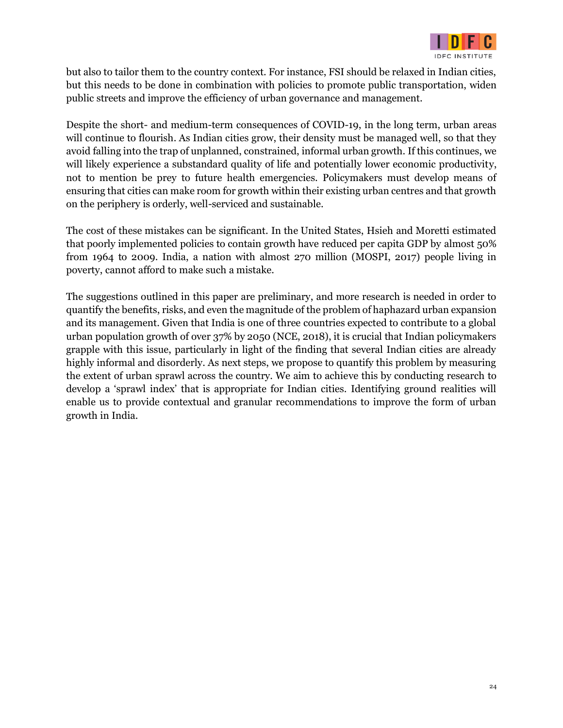but also to tailor them to the country context. For instance, FSI should be relaxed in Indian cities, but this needs to be done in combination with policies to promote public transportation, widen public streets and improve the efficiency of urban governance and management.

Despite the short- and medium-term consequences of COVID-19, in the long term, urban areas will continue to flourish. As Indian cities grow, their density must be managed well, so that they avoid falling into the trap of unplanned, constrained, informal urban growth. If this continues, we will likely experience a substandard quality of life and potentially lower economic productivity, not to mention be prey to future health emergencies. Policymakers must develop means of ensuring that cities can make room for growth within their existing urban centres and that growth on the periphery is orderly, well-serviced and sustainable.

The cost of these mistakes can be significant. In the United States, Hsieh and Moretti estimated that poorly implemented policies to contain growth have reduced per capita GDP by almost 50% from 1964 to 2009. India, a nation with almost 270 million (MOSPI, 2017) people living in poverty, cannot afford to make such a mistake.

The suggestions outlined in this paper are preliminary, and more research is needed in order to quantify the benefits, risks, and even the magnitude of the problem of haphazard urban expansion and its management. Given that India is one of three countries expected to contribute to a global urban population growth of over 37% by 2050 (NCE, 2018), it is crucial that Indian policymakers grapple with this issue, particularly in light of the finding that several Indian cities are already highly informal and disorderly. As next steps, we propose to quantify this problem by measuring the extent of urban sprawl across the country. We aim to achieve this by conducting research to develop a 'sprawl index' that is appropriate for Indian cities. Identifying ground realities will enable us to provide contextual and granular recommendations to improve the form of urban growth in India.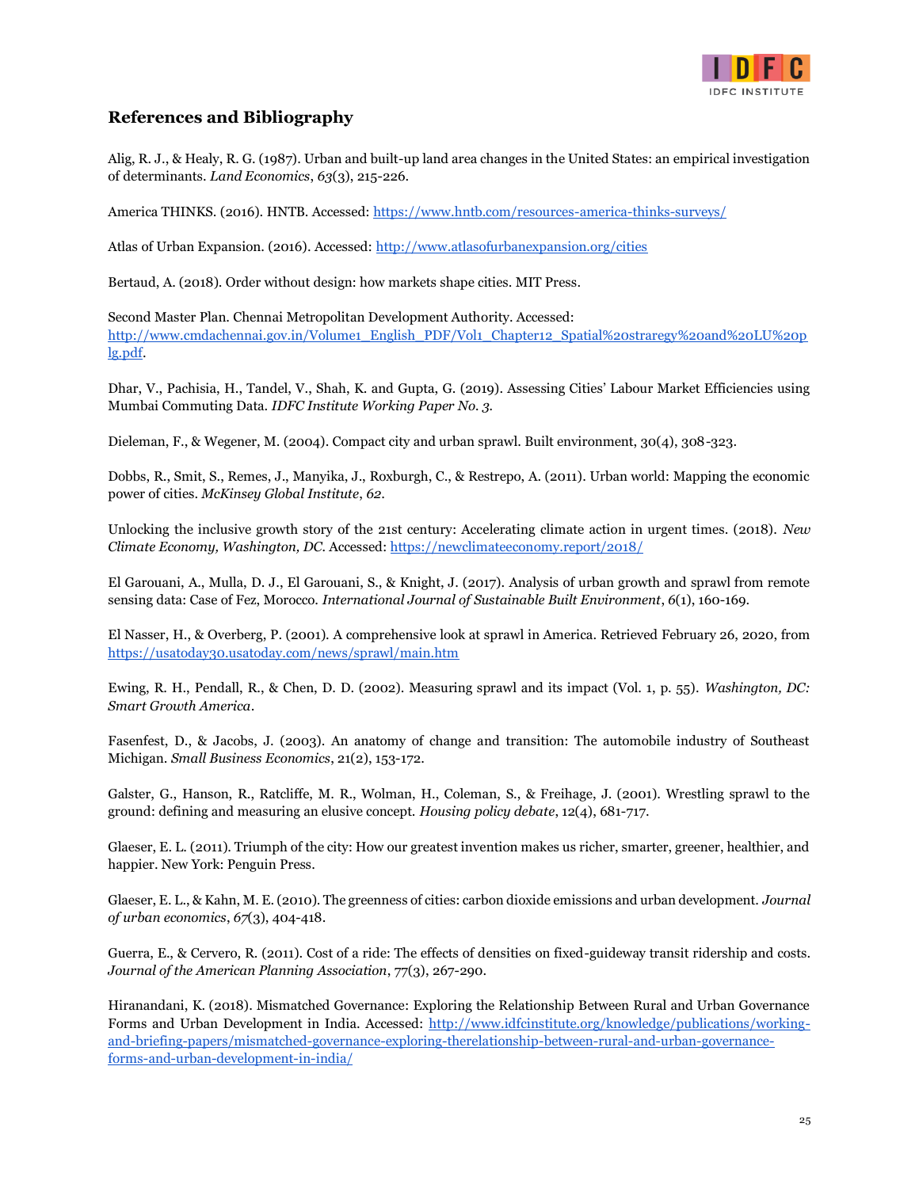## References and Bibliography

Alig, R. J., & Healy, R. G. (1987). Urban and built-up land area changes in the United States: an empirical investigation of determinants. *Land Economics*, *63*(3), 215-226.

America THINKS. (2016). HNTB. Accessed: https://www.hntb.com/resources-america-thinks-surveys/

Atlas of Urban Expansion. (2016). Accessed: http://www.atlasofurbanexpansion.org/cities

Bertaud, A. (2018). Order without design: how markets shape cities. MIT Press.

Second Master Plan. Chennai Metropolitan Development Authority. Accessed: http://www.cmdachennai.gov.in/Volume1_English_PDF/Vol1_Chapter12_Spatial%20strategy%20and%20LU%20plg.pdf.

Dhar, V., Pachisia, H., Tandel, V., Shah, K. and Gupta, G. (2019). Assessing Cities' Labour Market Efficiencies using Mumbai Commuting Data. *IDFC Institute Working Paper No. 3.*

Dieleman, F., & Wegener, M. (2004). Compact city and urban sprawl. Built environment, 30(4), 308-323.

Dobbs, R., Smit, S., Remes, J., Manyika, J., Roxburgh, C., & Restrepo, A. (2011). Urban world: Mapping the economic power of cities. *McKinsey Global Institute*, *62*.

Unlocking the inclusive growth story of the 21st century: Accelerating climate action in urgent times. (2018). *New Climate Economy, Washington, DC.* Accessed: https://newclimateeconomy.report/2018/

El Garouani, A., Mulla, D. J., El Garouani, S., & Knight, J. (2017). Analysis of urban growth and sprawl from remote sensing data: Case of Fez, Morocco. *International Journal of Sustainable Built Environment*, *6*(1), 160-169.

El Nasser, H., & Overberg, P. (2001). A comprehensive look at sprawl in America. Retrieved February 26, 2020, from https://usatoday30.usatoday.com/news/sprawl/main.htm

Ewing, R. H., Pendall, R., & Chen, D. D. (2002). Measuring sprawl and its impact (Vol. 1, p. 55). *Washington, DC: Smart Growth America*.

Fasenfest, D., & Jacobs, J. (2003). An anatomy of change and transition: The automobile industry of Southeast Michigan. *Small Business Economics*, 21(2), 153-172.

Galster, G., Hanson, R., Ratcliffe, M. R., Wolman, H., Coleman, S., & Freihage, J. (2001). Wrestling sprawl to the ground: defining and measuring an elusive concept. *Housing policy debate*, 12(4), 681-717.

Glaeser, E. L. (2011). Triumph of the city: How our greatest invention makes us richer, smarter, greener, healthier, and happier. New York: Penguin Press.

Glaeser, E. L., & Kahn, M. E. (2010). The greenness of cities: carbon dioxide emissions and urban development. *Journal of urban economics*, *67*(3), 404-418.

Guerra, E., & Cervero, R. (2011). Cost of a ride: The effects of densities on fixed-guideway transit ridership and costs. *Journal of the American Planning Association*, 77(3), 267-290.

Hiranandani, K. (2018). Mismatched Governance: Exploring the Relationship Between Rural and Urban Governance Forms and Urban Development in India. Accessed: http://www.idfcinstitute.org/knowledge/publications/working-and-briefing-papers/mismatched-governance-exploring-therelationship-between-rural-and-urban-governance-forms-and-urban-development-in-india/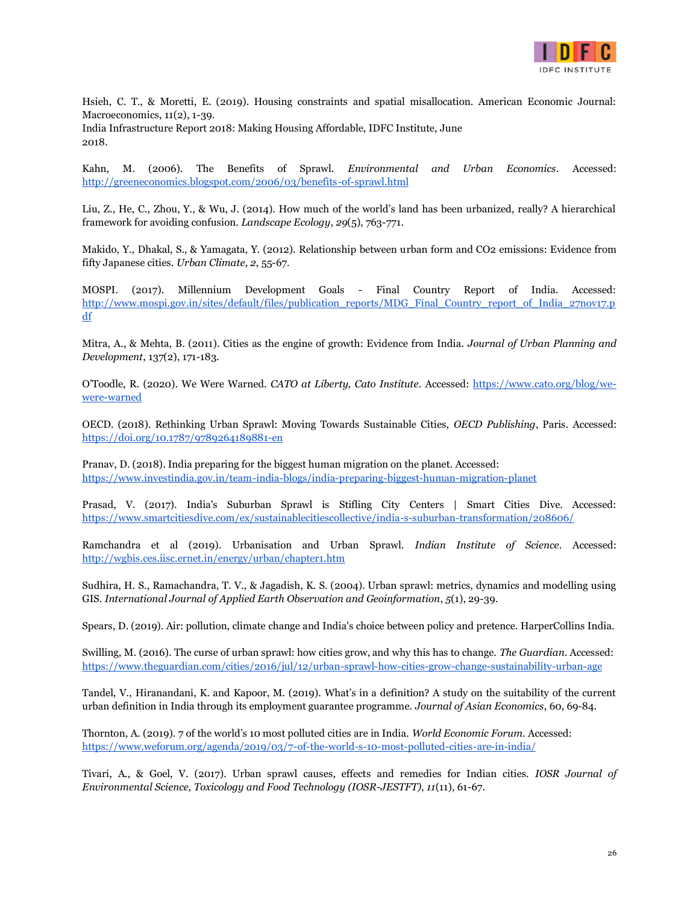Hsieh, C. T., & Moretti, E. (2019). Housing constraints and spatial misallocation. American Economic Journal: Macroeconomics, 11(2), 1-39.
India Infrastructure Report 2018: Making Housing Affordable, IDFC Institute, June 2018.

Kahn, M. (2006). The Benefits of Sprawl. *Environmental and Urban Economics*. Accessed: http://greeneconomics.blogspot.com/2006/03/benefits-of-sprawl.html

Liu, Z., He, C., Zhou, Y., & Wu, J. (2014). How much of the world's land has been urbanized, really? A hierarchical framework for avoiding confusion. *Landscape Ecology*, *29*(5), 763-771.

Makido, Y., Dhakal, S., & Yamagata, Y. (2012). Relationship between urban form and CO2 emissions: Evidence from fifty Japanese cities. *Urban Climate*, *2*, 55-67.

MOSPI. (2017). Millennium Development Goals - Final Country Report of India. Accessed: http://www.mospi.gov.in/sites/default/files/publication_reports/MDG_Final_Country_report_of_India_27nov17.pdf

Mitra, A., & Mehta, B. (2011). Cities as the engine of growth: Evidence from India. *Journal of Urban Planning and Development*, 137(2), 171-183.

O'Toodle, R. (2020). We Were Warned. *CATO at Liberty, Cato Institute*. Accessed: https://www.cato.org/blog/we-were-warned

OECD. (2018). Rethinking Urban Sprawl: Moving Towards Sustainable Cities, *OECD Publishing*, Paris. Accessed: https://doi.org/10.1787/9789264189881-en

Pranav, D. (2018). India preparing for the biggest human migration on the planet. Accessed: https://www.investindia.gov.in/team-india-blogs/india-preparing-biggest-human-migration-planet

Prasad, V. (2017). India's Suburban Sprawl is Stifling City Centers | Smart Cities Dive. Accessed: https://www.smartcitiesdive.com/ex/sustainablecitiescollective/india-s-suburban-transformation/208606/

Ramchandra et al (2019). Urbanisation and Urban Sprawl. *Indian Institute of Science*. Accessed: http://wgbis.ces.iisc.ernet.in/energy/urban/chapter1.htm

Sudhira, H. S., Ramachandra, T. V., & Jagadish, K. S. (2004). Urban sprawl: metrics, dynamics and modelling using GIS. *International Journal of Applied Earth Observation and Geoinformation*, *5*(1), 29-39.

Spears, D. (2019). Air: pollution, climate change and India's choice between policy and pretence. HarperCollins India.

Swilling, M. (2016). The curse of urban sprawl: how cities grow, and why this has to change. *The Guardian*. Accessed: https://www.theguardian.com/cities/2016/jul/12/urban-sprawl-how-cities-grow-change-sustainability-urban-age

Tandel, V., Hiranandani, K. and Kapoor, M. (2019). What's in a definition? A study on the suitability of the current urban definition in India through its employment guarantee programme. *Journal of Asian Economics*, 60, 69-84.

Thornton, A. (2019). 7 of the world's 10 most polluted cities are in India. *World Economic Forum*. Accessed: https://www.weforum.org/agenda/2019/03/7-of-the-world-s-10-most-polluted-cities-are-in-india/

Tivari, A., & Goel, V. (2017). Urban sprawl causes, effects and remedies for Indian cities. *IOSR Journal of Environmental Science, Toxicology and Food Technology (IOSR-JESTFT)*, *11*(11), 61-67.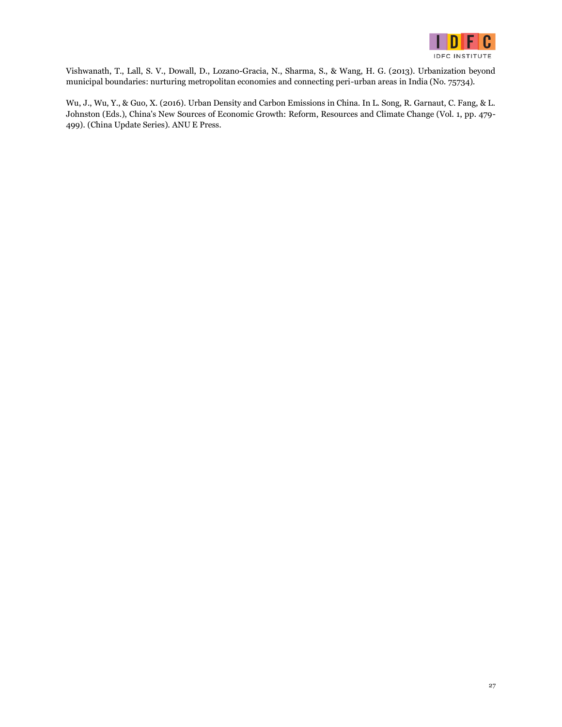Vishwanath, T., Lall, S. V., Dowall, D., Lozano-Gracia, N., Sharma, S., & Wang, H. G. (2013). Urbanization beyond municipal boundaries: nurturing metropolitan economies and connecting peri-urban areas in India (No. 75734).

Wu, J., Wu, Y., & Guo, X. (2016). Urban Density and Carbon Emissions in China. In L. Song, R. Garnaut, C. Fang, & L. Johnston (Eds.), China's New Sources of Economic Growth: Reform, Resources and Climate Change (Vol. 1, pp. 479-499). (China Update Series). ANU E Press.